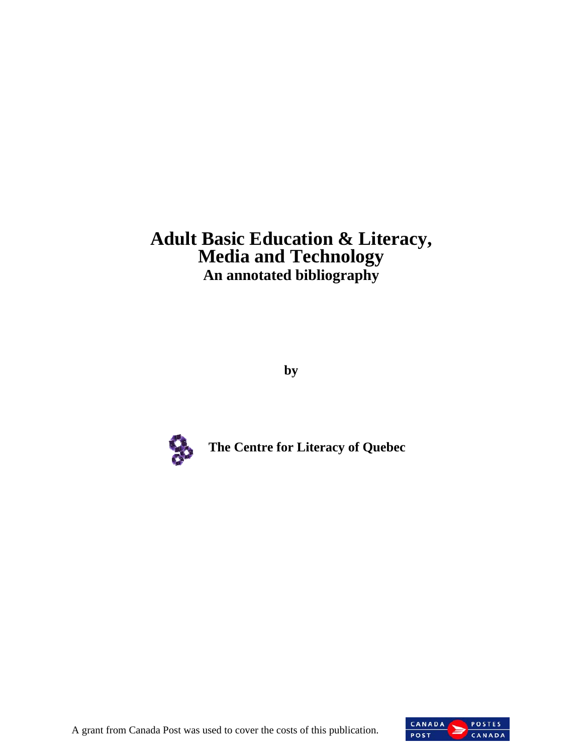# Adult Basic Education & Literacy, Media and Technology

## An annotated bibliography

**by**

**The Centre for Literacy of Quebec**

A grant from Canada Post was used to cover the costs of this publication.

CANADA POST POSTES CANADA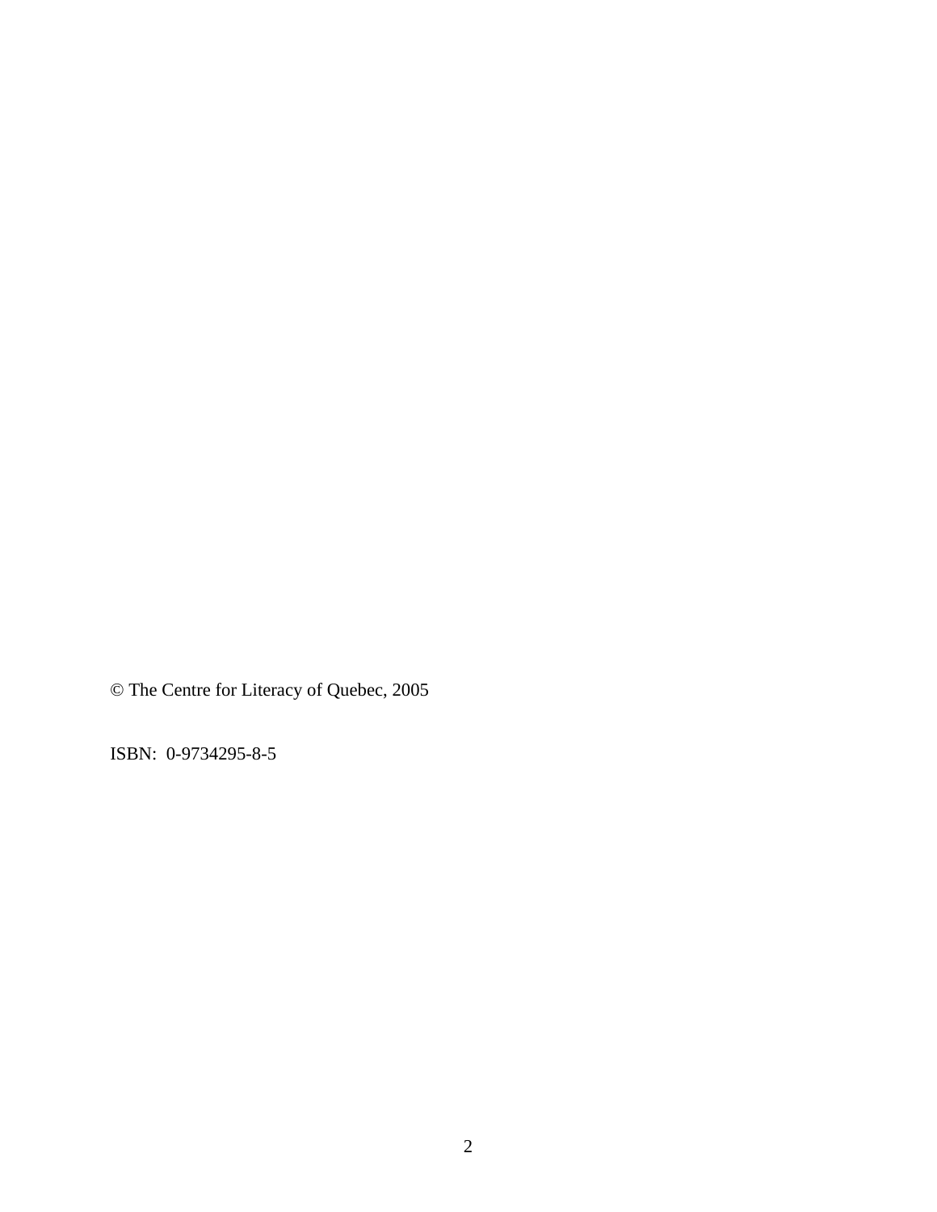© The Centre for Literacy of Quebec, 2005

ISBN:  0-9734295-8-5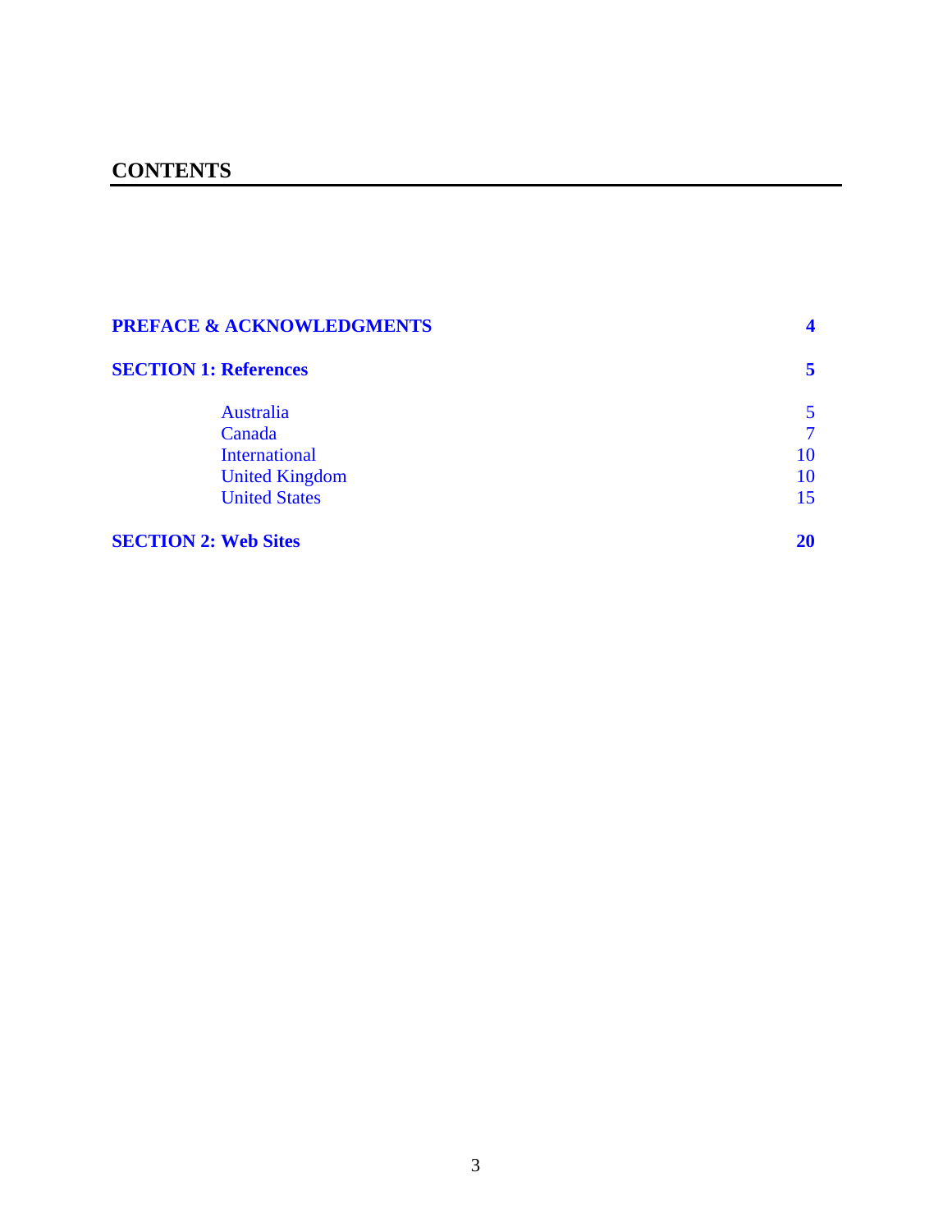# CONTENTS

| | |
|---|---|
| **PREFACE & ACKNOWLEDGMENTS** | **4** |
| **SECTION 1: References** | **5** |
| Australia | 5 |
| Canada | 7 |
| International | 10 |
| United Kingdom | 10 |
| United States | 15 |
| **SECTION 2: Web Sites** | **20** |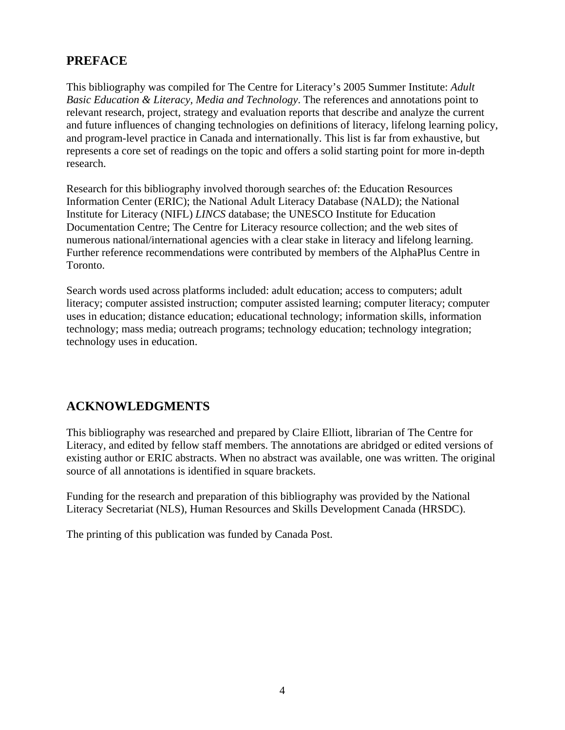## PREFACE

This bibliography was compiled for The Centre for Literacy's 2005 Summer Institute: *Adult Basic Education & Literacy, Media and Technology*. The references and annotations point to relevant research, project, strategy and evaluation reports that describe and analyze the current and future influences of changing technologies on definitions of literacy, lifelong learning policy, and program-level practice in Canada and internationally. This list is far from exhaustive, but represents a core set of readings on the topic and offers a solid starting point for more in-depth research.

Research for this bibliography involved thorough searches of: the Education Resources Information Center (ERIC); the National Adult Literacy Database (NALD); the National Institute for Literacy (NIFL) *LINCS* database; the UNESCO Institute for Education Documentation Centre; The Centre for Literacy resource collection; and the web sites of numerous national/international agencies with a clear stake in literacy and lifelong learning. Further reference recommendations were contributed by members of the AlphaPlus Centre in Toronto.

Search words used across platforms included: adult education; access to computers; adult literacy; computer assisted instruction; computer assisted learning; computer literacy; computer uses in education; distance education; educational technology; information skills, information technology; mass media; outreach programs; technology education; technology integration; technology uses in education.

## ACKNOWLEDGMENTS

This bibliography was researched and prepared by Claire Elliott, librarian of The Centre for Literacy, and edited by fellow staff members. The annotations are abridged or edited versions of existing author or ERIC abstracts. When no abstract was available, one was written. The original source of all annotations is identified in square brackets.

Funding for the research and preparation of this bibliography was provided by the National Literacy Secretariat (NLS), Human Resources and Skills Development Canada (HRSDC).

The printing of this publication was funded by Canada Post.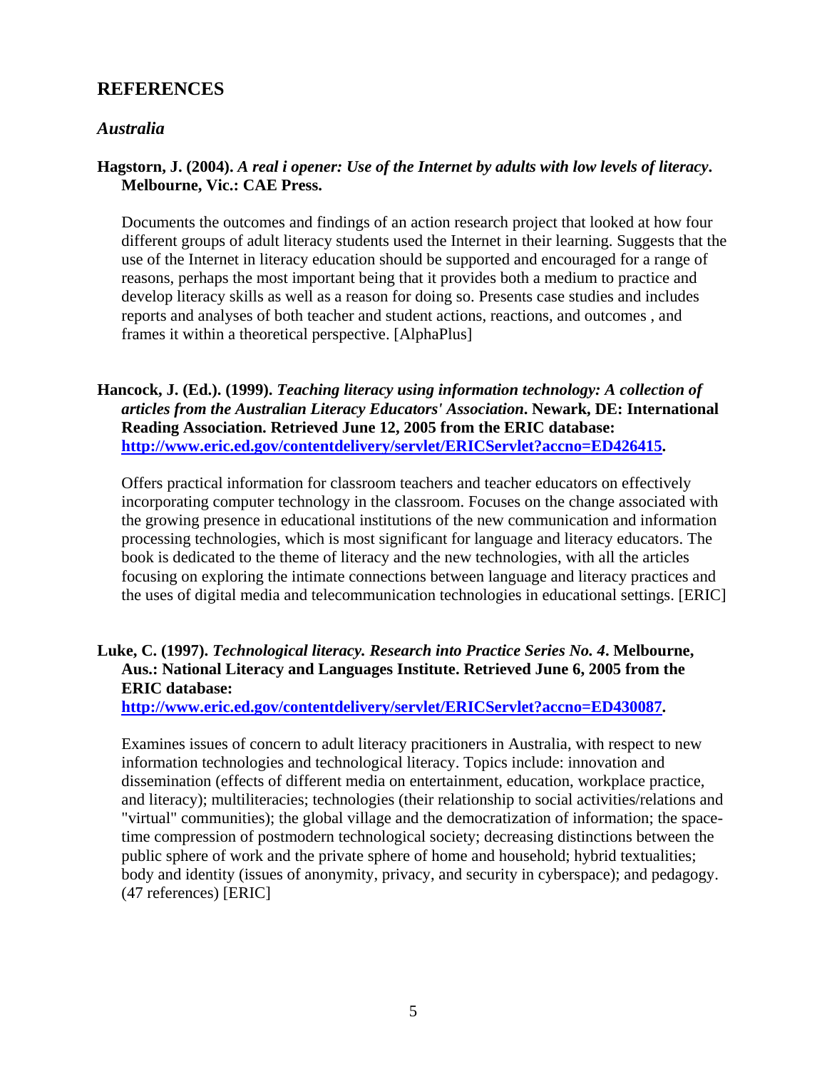## REFERENCES

### *Australia*

**Hagstorn, J. (2004).** ***A real i opener: Use of the Internet by adults with low levels of literacy*****. Melbourne, Vic.: CAE Press.**

Documents the outcomes and findings of an action research project that looked at how four different groups of adult literacy students used the Internet in their learning. Suggests that the use of the Internet in literacy education should be supported and encouraged for a range of reasons, perhaps the most important being that it provides both a medium to practice and develop literacy skills as well as a reason for doing so. Presents case studies and includes reports and analyses of both teacher and student actions, reactions, and outcomes , and frames it within a theoretical perspective. [AlphaPlus]

**Hancock, J. (Ed.). (1999).** ***Teaching literacy using information technology: A collection of articles from the Australian Literacy Educators' Association*****. Newark, DE: International Reading Association. Retrieved June 12, 2005 from the ERIC database: [http://www.eric.ed.gov/contentdelivery/servlet/ERICServlet?accno=ED426415](http://www.eric.ed.gov/contentdelivery/servlet/ERICServlet?accno=ED426415).**

Offers practical information for classroom teachers and teacher educators on effectively incorporating computer technology in the classroom. Focuses on the change associated with the growing presence in educational institutions of the new communication and information processing technologies, which is most significant for language and literacy educators. The book is dedicated to the theme of literacy and the new technologies, with all the articles focusing on exploring the intimate connections between language and literacy practices and the uses of digital media and telecommunication technologies in educational settings. [ERIC]

**Luke, C. (1997).** ***Technological literacy. Research into Practice Series No. 4*****. Melbourne, Aus.: National Literacy and Languages Institute. Retrieved June 6, 2005 from the ERIC database: [http://www.eric.ed.gov/contentdelivery/servlet/ERICServlet?accno=ED430087](http://www.eric.ed.gov/contentdelivery/servlet/ERICServlet?accno=ED430087).**

Examines issues of concern to adult literacy pracitioners in Australia, with respect to new information technologies and technological literacy. Topics include: innovation and dissemination (effects of different media on entertainment, education, workplace practice, and literacy); multiliteracies; technologies (their relationship to social activities/relations and "virtual" communities); the global village and the democratization of information; the space-time compression of postmodern technological society; decreasing distinctions between the public sphere of work and the private sphere of home and household; hybrid textualities; body and identity (issues of anonymity, privacy, and security in cyberspace); and pedagogy. (47 references) [ERIC]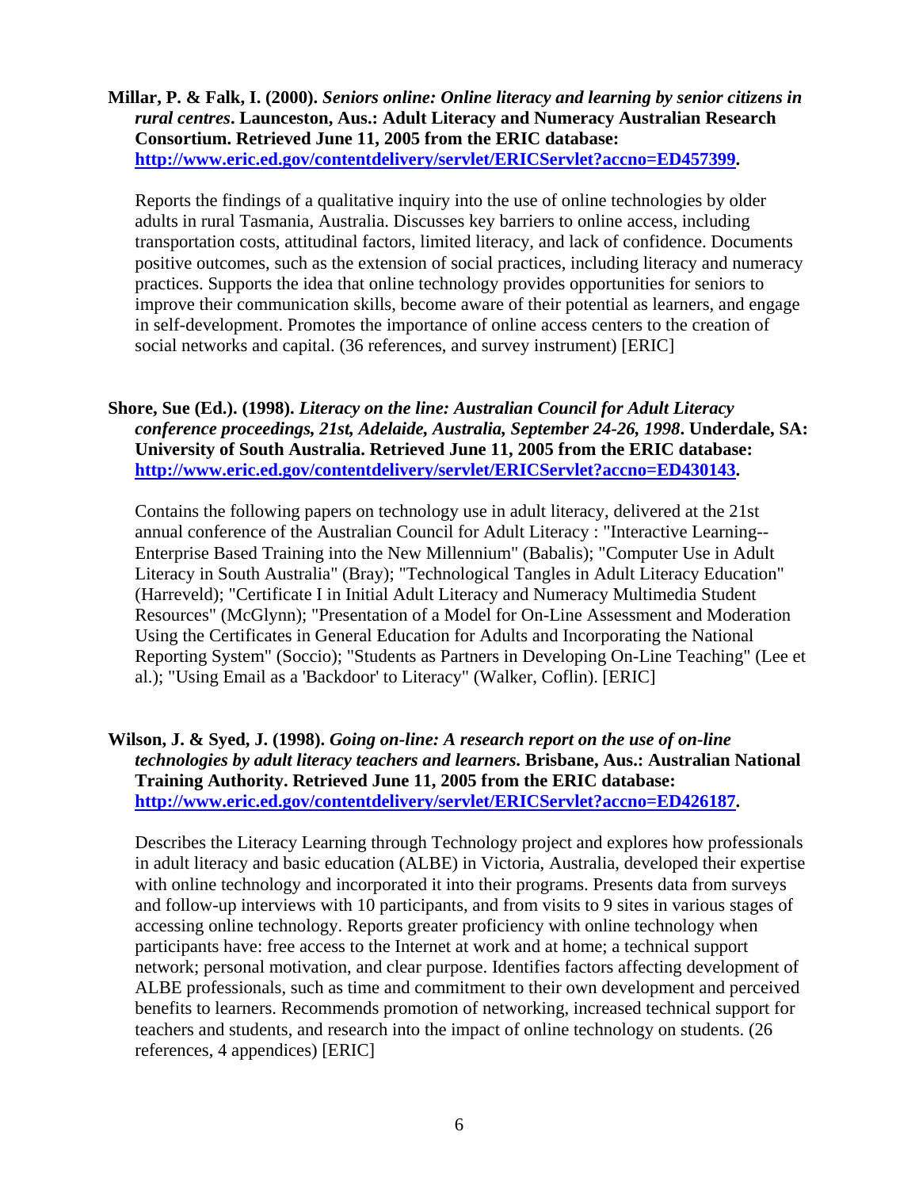**Millar, P. & Falk, I. (2000).** ***Seniors online: Online literacy and learning by senior citizens in rural centres*****. Launceston, Aus.: Adult Literacy and Numeracy Australian Research Consortium. Retrieved June 11, 2005 from the ERIC database: [http://www.eric.ed.gov/contentdelivery/servlet/ERICServlet?accno=ED457399](http://www.eric.ed.gov/contentdelivery/servlet/ERICServlet?accno=ED457399).**

Reports the findings of a qualitative inquiry into the use of online technologies by older adults in rural Tasmania, Australia. Discusses key barriers to online access, including transportation costs, attitudinal factors, limited literacy, and lack of confidence. Documents positive outcomes, such as the extension of social practices, including literacy and numeracy practices. Supports the idea that online technology provides opportunities for seniors to improve their communication skills, become aware of their potential as learners, and engage in self-development. Promotes the importance of online access centers to the creation of social networks and capital. (36 references, and survey instrument) [ERIC]

**Shore, Sue (Ed.). (1998).** ***Literacy on the line: Australian Council for Adult Literacy conference proceedings, 21st, Adelaide, Australia, September 24-26, 1998*****. Underdale, SA: University of South Australia. Retrieved June 11, 2005 from the ERIC database: [http://www.eric.ed.gov/contentdelivery/servlet/ERICServlet?accno=ED430143](http://www.eric.ed.gov/contentdelivery/servlet/ERICServlet?accno=ED430143).**

Contains the following papers on technology use in adult literacy, delivered at the 21st annual conference of the Australian Council for Adult Literacy : "Interactive Learning--Enterprise Based Training into the New Millennium" (Babalis); "Computer Use in Adult Literacy in South Australia" (Bray); "Technological Tangles in Adult Literacy Education" (Harreveld); "Certificate I in Initial Adult Literacy and Numeracy Multimedia Student Resources" (McGlynn); "Presentation of a Model for On-Line Assessment and Moderation Using the Certificates in General Education for Adults and Incorporating the National Reporting System" (Soccio); "Students as Partners in Developing On-Line Teaching" (Lee et al.); "Using Email as a 'Backdoor' to Literacy" (Walker, Coflin). [ERIC]

**Wilson, J. & Syed, J. (1998).** ***Going on-line: A research report on the use of on-line technologies by adult literacy teachers and learners*****. Brisbane, Aus.: Australian National Training Authority. Retrieved June 11, 2005 from the ERIC database: [http://www.eric.ed.gov/contentdelivery/servlet/ERICServlet?accno=ED426187](http://www.eric.ed.gov/contentdelivery/servlet/ERICServlet?accno=ED426187).**

Describes the Literacy Learning through Technology project and explores how professionals in adult literacy and basic education (ALBE) in Victoria, Australia, developed their expertise with online technology and incorporated it into their programs. Presents data from surveys and follow-up interviews with 10 participants, and from visits to 9 sites in various stages of accessing online technology. Reports greater proficiency with online technology when participants have: free access to the Internet at work and at home; a technical support network; personal motivation, and clear purpose. Identifies factors affecting development of ALBE professionals, such as time and commitment to their own development and perceived benefits to learners. Recommends promotion of networking, increased technical support for teachers and students, and research into the impact of online technology on students. (26 references, 4 appendices) [ERIC]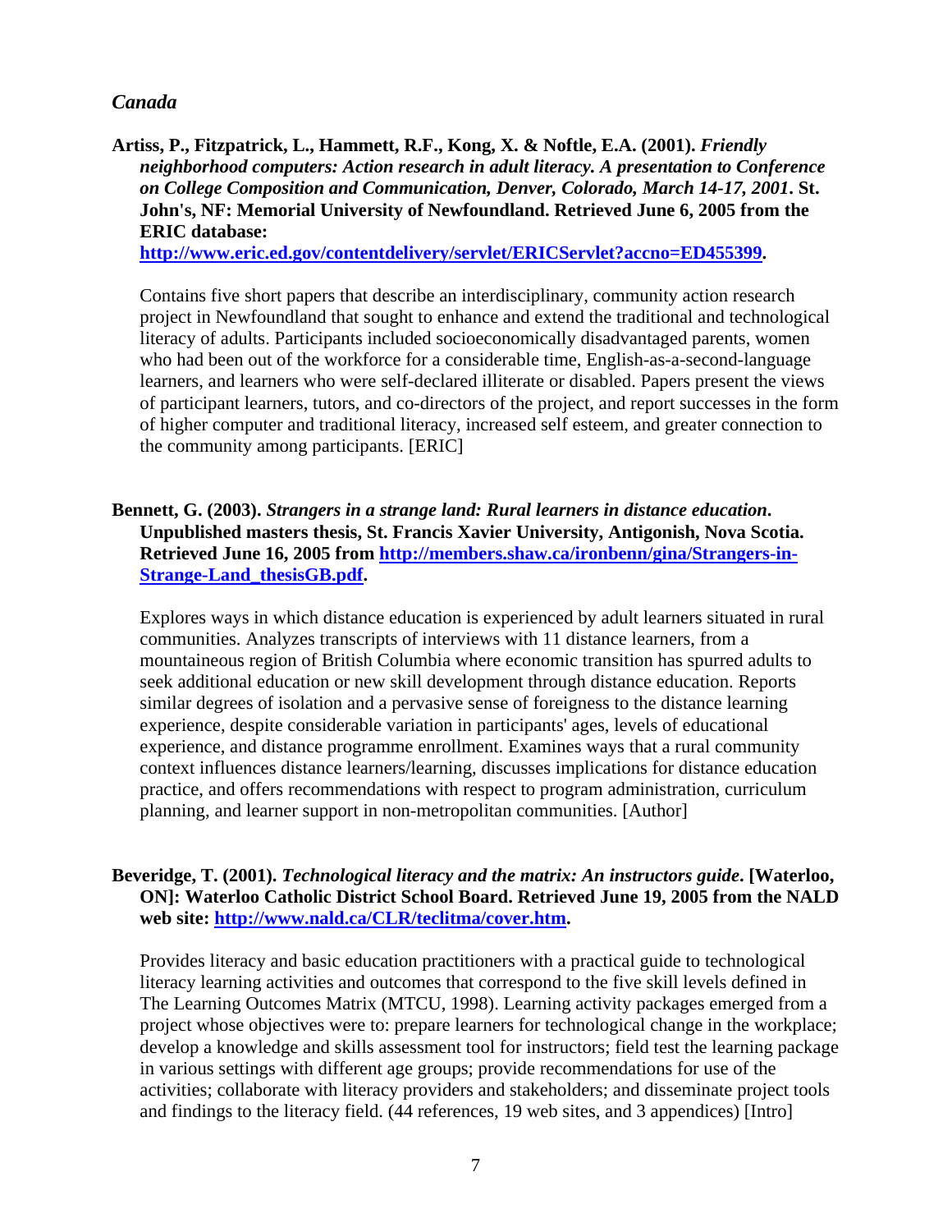## *Canada*

**Artiss, P., Fitzpatrick, L., Hammett, R.F., Kong, X. & Noftle, E.A. (2001).** ***Friendly neighborhood computers: Action research in adult literacy. A presentation to Conference on College Composition and Communication, Denver, Colorado, March 14-17, 2001*****. St. John's, NF: Memorial University of Newfoundland. Retrieved June 6, 2005 from the ERIC database: [http://www.eric.ed.gov/contentdelivery/servlet/ERICServlet?accno=ED455399](http://www.eric.ed.gov/contentdelivery/servlet/ERICServlet?accno=ED455399).**

Contains five short papers that describe an interdisciplinary, community action research project in Newfoundland that sought to enhance and extend the traditional and technological literacy of adults. Participants included socioeconomically disadvantaged parents, women who had been out of the workforce for a considerable time, English-as-a-second-language learners, and learners who were self-declared illiterate or disabled. Papers present the views of participant learners, tutors, and co-directors of the project, and report successes in the form of higher computer and traditional literacy, increased self esteem, and greater connection to the community among participants. [ERIC]

**Bennett, G. (2003).** ***Strangers in a strange land: Rural learners in distance education*****. Unpublished masters thesis, St. Francis Xavier University, Antigonish, Nova Scotia. Retrieved June 16, 2005 from [http://members.shaw.ca/ironbenn/gina/Strangers-in-Strange-Land_thesisGB.pdf](http://members.shaw.ca/ironbenn/gina/Strangers-in-Strange-Land_thesisGB.pdf).**

Explores ways in which distance education is experienced by adult learners situated in rural communities. Analyzes transcripts of interviews with 11 distance learners, from a mountaineous region of British Columbia where economic transition has spurred adults to seek additional education or new skill development through distance education. Reports similar degrees of isolation and a pervasive sense of foreigness to the distance learning experience, despite considerable variation in participants' ages, levels of educational experience, and distance programme enrollment. Examines ways that a rural community context influences distance learners/learning, discusses implications for distance education practice, and offers recommendations with respect to program administration, curriculum planning, and learner support in non-metropolitan communities. [Author]

**Beveridge, T. (2001).** ***Technological literacy and the matrix: An instructors guide*****. [Waterloo, ON]: Waterloo Catholic District School Board. Retrieved June 19, 2005 from the NALD web site: [http://www.nald.ca/CLR/teclitma/cover.htm](http://www.nald.ca/CLR/teclitma/cover.htm).**

Provides literacy and basic education practitioners with a practical guide to technological literacy learning activities and outcomes that correspond to the five skill levels defined in The Learning Outcomes Matrix (MTCU, 1998). Learning activity packages emerged from a project whose objectives were to: prepare learners for technological change in the workplace; develop a knowledge and skills assessment tool for instructors; field test the learning package in various settings with different age groups; provide recommendations for use of the activities; collaborate with literacy providers and stakeholders; and disseminate project tools and findings to the literacy field. (44 references, 19 web sites, and 3 appendices) [Intro]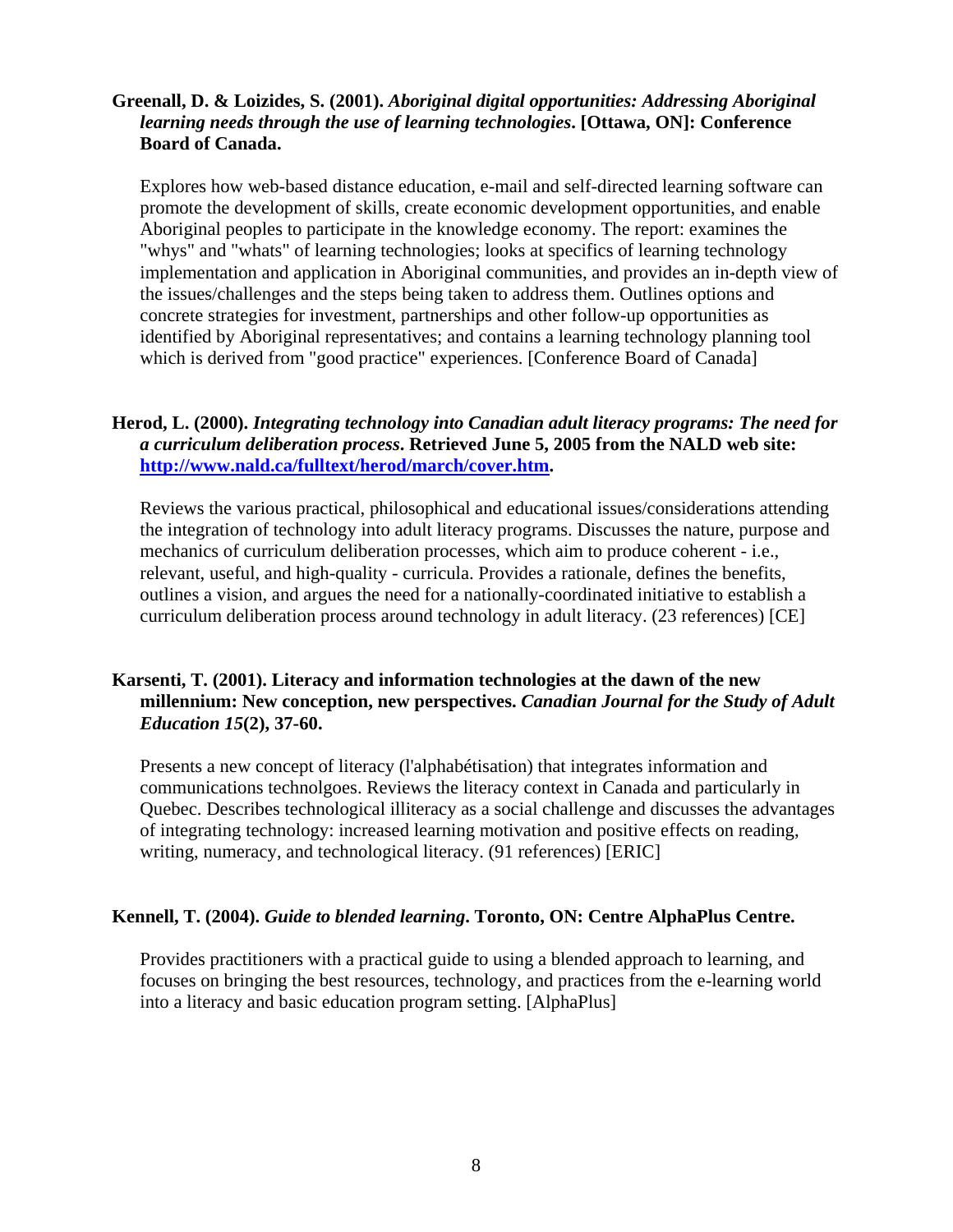**Greenall, D. & Loizides, S. (2001).** ***Aboriginal digital opportunities: Addressing Aboriginal learning needs through the use of learning technologies*****. [Ottawa, ON]: Conference Board of Canada.**

Explores how web-based distance education, e-mail and self-directed learning software can promote the development of skills, create economic development opportunities, and enable Aboriginal peoples to participate in the knowledge economy. The report: examines the "whys" and "whats" of learning technologies; looks at specifics of learning technology implementation and application in Aboriginal communities, and provides an in-depth view of the issues/challenges and the steps being taken to address them. Outlines options and concrete strategies for investment, partnerships and other follow-up opportunities as identified by Aboriginal representatives; and contains a learning technology planning tool which is derived from "good practice" experiences. [Conference Board of Canada]

**Herod, L. (2000).** ***Integrating technology into Canadian adult literacy programs: The need for a curriculum deliberation process*****. Retrieved June 5, 2005 from the NALD web site: [http://www.nald.ca/fulltext/herod/march/cover.htm](http://www.nald.ca/fulltext/herod/march/cover.htm).**

Reviews the various practical, philosophical and educational issues/considerations attending the integration of technology into adult literacy programs. Discusses the nature, purpose and mechanics of curriculum deliberation processes, which aim to produce coherent - i.e., relevant, useful, and high-quality - curricula. Provides a rationale, defines the benefits, outlines a vision, and argues the need for a nationally-coordinated initiative to establish a curriculum deliberation process around technology in adult literacy. (23 references) [CE]

**Karsenti, T. (2001). Literacy and information technologies at the dawn of the new millennium: New conception, new perspectives.** ***Canadian Journal for the Study of Adult Education 15*****(2), 37-60.**

Presents a new concept of literacy (l'alphabétisation) that integrates information and communications technolgoes. Reviews the literacy context in Canada and particularly in Quebec. Describes technological illiteracy as a social challenge and discusses the advantages of integrating technology: increased learning motivation and positive effects on reading, writing, numeracy, and technological literacy. (91 references) [ERIC]

**Kennell, T. (2004).** ***Guide to blended learning*****. Toronto, ON: Centre AlphaPlus Centre.**

Provides practitioners with a practical guide to using a blended approach to learning, and focuses on bringing the best resources, technology, and practices from the e-learning world into a literacy and basic education program setting. [AlphaPlus]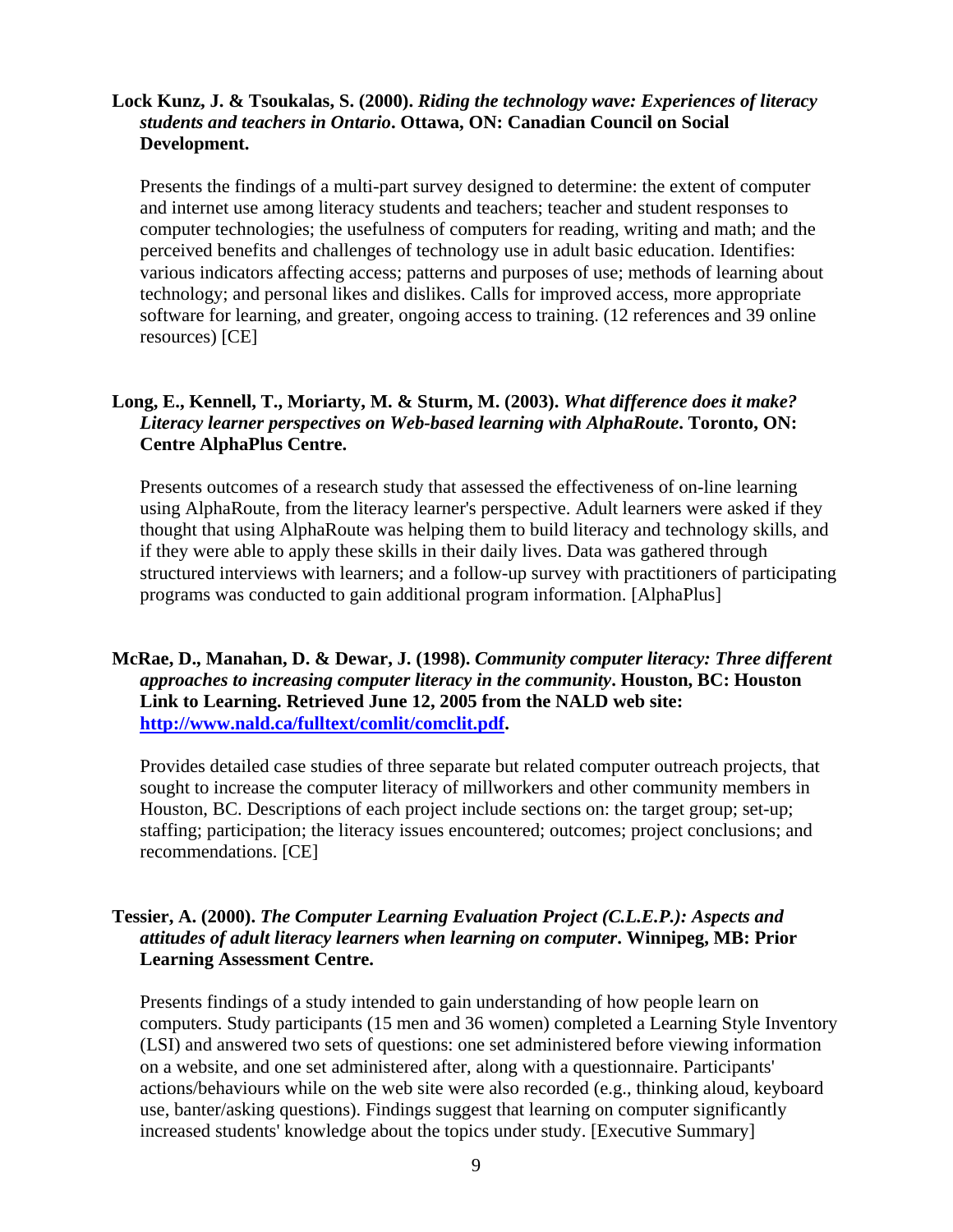**Lock Kunz, J. & Tsoukalas, S. (2000).** ***Riding the technology wave: Experiences of literacy students and teachers in Ontario*****. Ottawa, ON: Canadian Council on Social Development.**

Presents the findings of a multi-part survey designed to determine: the extent of computer and internet use among literacy students and teachers; teacher and student responses to computer technologies; the usefulness of computers for reading, writing and math; and the perceived benefits and challenges of technology use in adult basic education. Identifies: various indicators affecting access; patterns and purposes of use; methods of learning about technology; and personal likes and dislikes. Calls for improved access, more appropriate software for learning, and greater, ongoing access to training. (12 references and 39 online resources) [CE]

**Long, E., Kennell, T., Moriarty, M. & Sturm, M. (2003).** ***What difference does it make? Literacy learner perspectives on Web-based learning with AlphaRoute*****. Toronto, ON: Centre AlphaPlus Centre.**

Presents outcomes of a research study that assessed the effectiveness of on-line learning using AlphaRoute, from the literacy learner's perspective. Adult learners were asked if they thought that using AlphaRoute was helping them to build literacy and technology skills, and if they were able to apply these skills in their daily lives. Data was gathered through structured interviews with learners; and a follow-up survey with practitioners of participating programs was conducted to gain additional program information. [AlphaPlus]

**McRae, D., Manahan, D. & Dewar, J. (1998).** ***Community computer literacy: Three different approaches to increasing computer literacy in the community*****. Houston, BC: Houston Link to Learning. Retrieved June 12, 2005 from the NALD web site: [http://www.nald.ca/fulltext/comlit/comclit.pdf](http://www.nald.ca/fulltext/comlit/comclit.pdf).**

Provides detailed case studies of three separate but related computer outreach projects, that sought to increase the computer literacy of millworkers and other community members in Houston, BC. Descriptions of each project include sections on: the target group; set-up; staffing; participation; the literacy issues encountered; outcomes; project conclusions; and recommendations. [CE]

**Tessier, A. (2000).** ***The Computer Learning Evaluation Project (C.L.E.P.): Aspects and attitudes of adult literacy learners when learning on computer*****. Winnipeg, MB: Prior Learning Assessment Centre.**

Presents findings of a study intended to gain understanding of how people learn on computers. Study participants (15 men and 36 women) completed a Learning Style Inventory (LSI) and answered two sets of questions: one set administered before viewing information on a website, and one set administered after, along with a questionnaire. Participants' actions/behaviours while on the web site were also recorded (e.g., thinking aloud, keyboard use, banter/asking questions). Findings suggest that learning on computer significantly increased students' knowledge about the topics under study. [Executive Summary]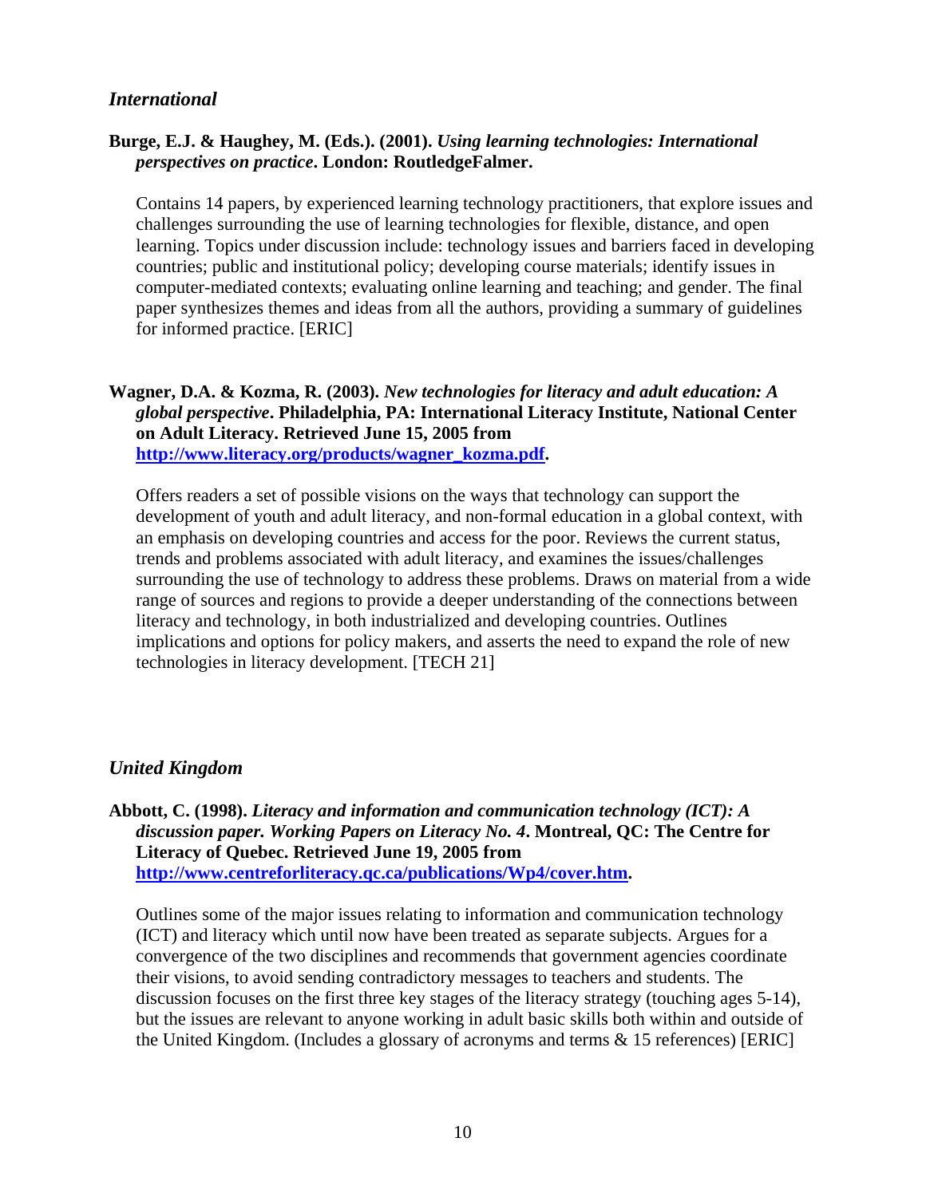## *International*

**Burge, E.J. & Haughey, M. (Eds.). (2001).** ***Using learning technologies: International perspectives on practice*****. London: RoutledgeFalmer.**

Contains 14 papers, by experienced learning technology practitioners, that explore issues and challenges surrounding the use of learning technologies for flexible, distance, and open learning. Topics under discussion include: technology issues and barriers faced in developing countries; public and institutional policy; developing course materials; identify issues in computer-mediated contexts; evaluating online learning and teaching; and gender. The final paper synthesizes themes and ideas from all the authors, providing a summary of guidelines for informed practice. [ERIC]

**Wagner, D.A. & Kozma, R. (2003).** ***New technologies for literacy and adult education: A global perspective*****. Philadelphia, PA: International Literacy Institute, National Center on Adult Literacy. Retrieved June 15, 2005 from [http://www.literacy.org/products/wagner_kozma.pdf](http://www.literacy.org/products/wagner_kozma.pdf).**

Offers readers a set of possible visions on the ways that technology can support the development of youth and adult literacy, and non-formal education in a global context, with an emphasis on developing countries and access for the poor. Reviews the current status, trends and problems associated with adult literacy, and examines the issues/challenges surrounding the use of technology to address these problems. Draws on material from a wide range of sources and regions to provide a deeper understanding of the connections between literacy and technology, in both industrialized and developing countries. Outlines implications and options for policy makers, and asserts the need to expand the role of new technologies in literacy development. [TECH 21]

## *United Kingdom*

**Abbott, C. (1998).** ***Literacy and information and communication technology (ICT): A discussion paper. Working Papers on Literacy No. 4*****. Montreal, QC: The Centre for Literacy of Quebec. Retrieved June 19, 2005 from [http://www.centreforliteracy.qc.ca/publications/Wp4/cover.htm](http://www.centreforliteracy.qc.ca/publications/Wp4/cover.htm).**

Outlines some of the major issues relating to information and communication technology (ICT) and literacy which until now have been treated as separate subjects. Argues for a convergence of the two disciplines and recommends that government agencies coordinate their visions, to avoid sending contradictory messages to teachers and students. The discussion focuses on the first three key stages of the literacy strategy (touching ages 5-14), but the issues are relevant to anyone working in adult basic skills both within and outside of the United Kingdom. (Includes a glossary of acronyms and terms & 15 references) [ERIC]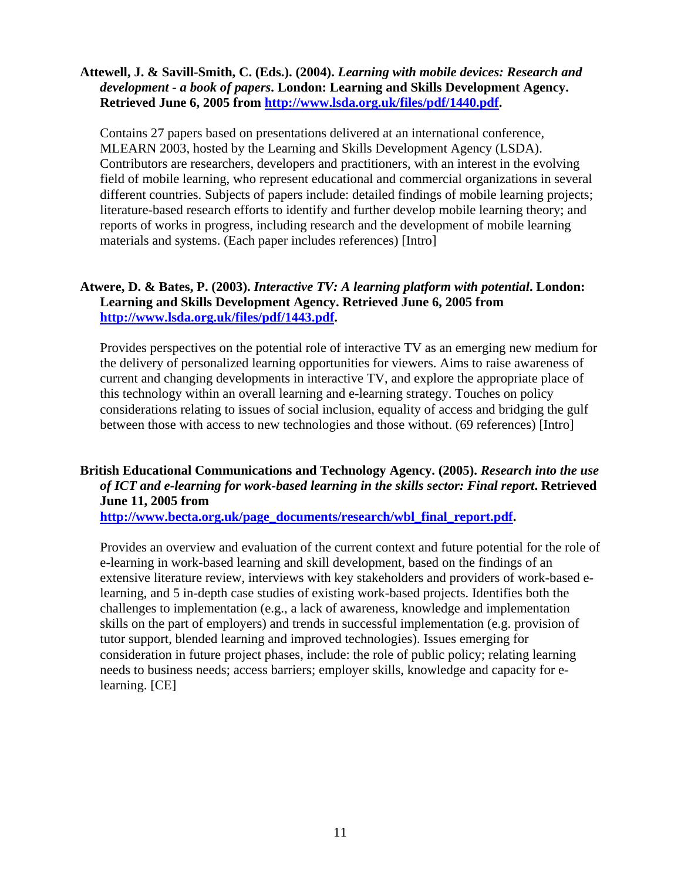**Attewell, J. & Savill-Smith, C. (Eds.). (2004).** ***Learning with mobile devices: Research and development - a book of papers*****. London: Learning and Skills Development Agency. Retrieved June 6, 2005 from [http://www.lsda.org.uk/files/pdf/1440.pdf](http://www.lsda.org.uk/files/pdf/1440.pdf).**

Contains 27 papers based on presentations delivered at an international conference, MLEARN 2003, hosted by the Learning and Skills Development Agency (LSDA). Contributors are researchers, developers and practitioners, with an interest in the evolving field of mobile learning, who represent educational and commercial organizations in several different countries. Subjects of papers include: detailed findings of mobile learning projects; literature-based research efforts to identify and further develop mobile learning theory; and reports of works in progress, including research and the development of mobile learning materials and systems. (Each paper includes references) [Intro]

**Atwere, D. & Bates, P. (2003).** ***Interactive TV: A learning platform with potential*****. London: Learning and Skills Development Agency. Retrieved June 6, 2005 from [http://www.lsda.org.uk/files/pdf/1443.pdf](http://www.lsda.org.uk/files/pdf/1443.pdf).**

Provides perspectives on the potential role of interactive TV as an emerging new medium for the delivery of personalized learning opportunities for viewers. Aims to raise awareness of current and changing developments in interactive TV, and explore the appropriate place of this technology within an overall learning and e-learning strategy. Touches on policy considerations relating to issues of social inclusion, equality of access and bridging the gulf between those with access to new technologies and those without. (69 references) [Intro]

**British Educational Communications and Technology Agency. (2005).** ***Research into the use of ICT and e-learning for work-based learning in the skills sector: Final report*****. Retrieved June 11, 2005 from [http://www.becta.org.uk/page_documents/research/wbl_final_report.pdf](http://www.becta.org.uk/page_documents/research/wbl_final_report.pdf).**

Provides an overview and evaluation of the current context and future potential for the role of e-learning in work-based learning and skill development, based on the findings of an extensive literature review, interviews with key stakeholders and providers of work-based e-learning, and 5 in-depth case studies of existing work-based projects. Identifies both the challenges to implementation (e.g., a lack of awareness, knowledge and implementation skills on the part of employers) and trends in successful implementation (e.g. provision of tutor support, blended learning and improved technologies). Issues emerging for consideration in future project phases, include: the role of public policy; relating learning needs to business needs; access barriers; employer skills, knowledge and capacity for e-learning. [CE]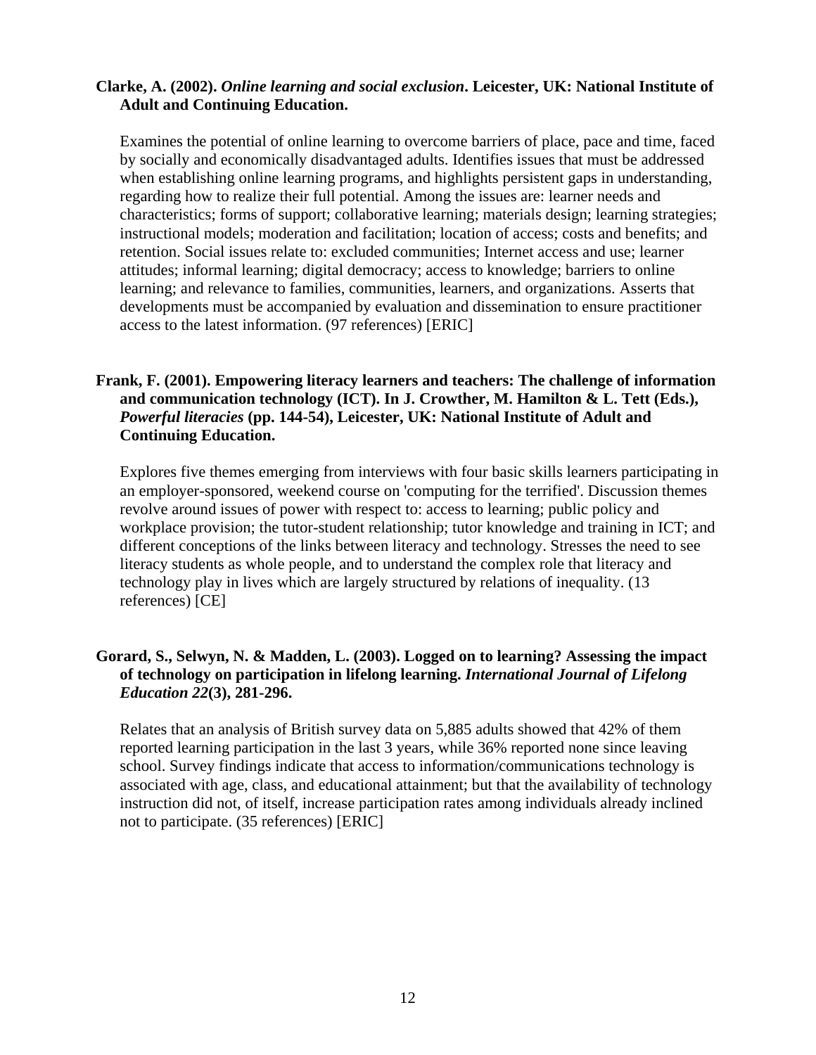**Clarke, A. (2002). *Online learning and social exclusion*. Leicester, UK: National Institute of Adult and Continuing Education.**

Examines the potential of online learning to overcome barriers of place, pace and time, faced by socially and economically disadvantaged adults. Identifies issues that must be addressed when establishing online learning programs, and highlights persistent gaps in understanding, regarding how to realize their full potential. Among the issues are: learner needs and characteristics; forms of support; collaborative learning; materials design; learning strategies; instructional models; moderation and facilitation; location of access; costs and benefits; and retention. Social issues relate to: excluded communities; Internet access and use; learner attitudes; informal learning; digital democracy; access to knowledge; barriers to online learning; and relevance to families, communities, learners, and organizations. Asserts that developments must be accompanied by evaluation and dissemination to ensure practitioner access to the latest information. (97 references) [ERIC]

**Frank, F. (2001). Empowering literacy learners and teachers: The challenge of information and communication technology (ICT). In J. Crowther, M. Hamilton & L. Tett (Eds.), *Powerful literacies* (pp. 144-54), Leicester, UK: National Institute of Adult and Continuing Education.**

Explores five themes emerging from interviews with four basic skills learners participating in an employer-sponsored, weekend course on 'computing for the terrified'. Discussion themes revolve around issues of power with respect to: access to learning; public policy and workplace provision; the tutor-student relationship; tutor knowledge and training in ICT; and different conceptions of the links between literacy and technology. Stresses the need to see literacy students as whole people, and to understand the complex role that literacy and technology play in lives which are largely structured by relations of inequality. (13 references) [CE]

**Gorard, S., Selwyn, N. & Madden, L. (2003). Logged on to learning? Assessing the impact of technology on participation in lifelong learning. *International Journal of Lifelong Education 22*(3), 281-296.**

Relates that an analysis of British survey data on 5,885 adults showed that 42% of them reported learning participation in the last 3 years, while 36% reported none since leaving school. Survey findings indicate that access to information/communications technology is associated with age, class, and educational attainment; but that the availability of technology instruction did not, of itself, increase participation rates among individuals already inclined not to participate. (35 references) [ERIC]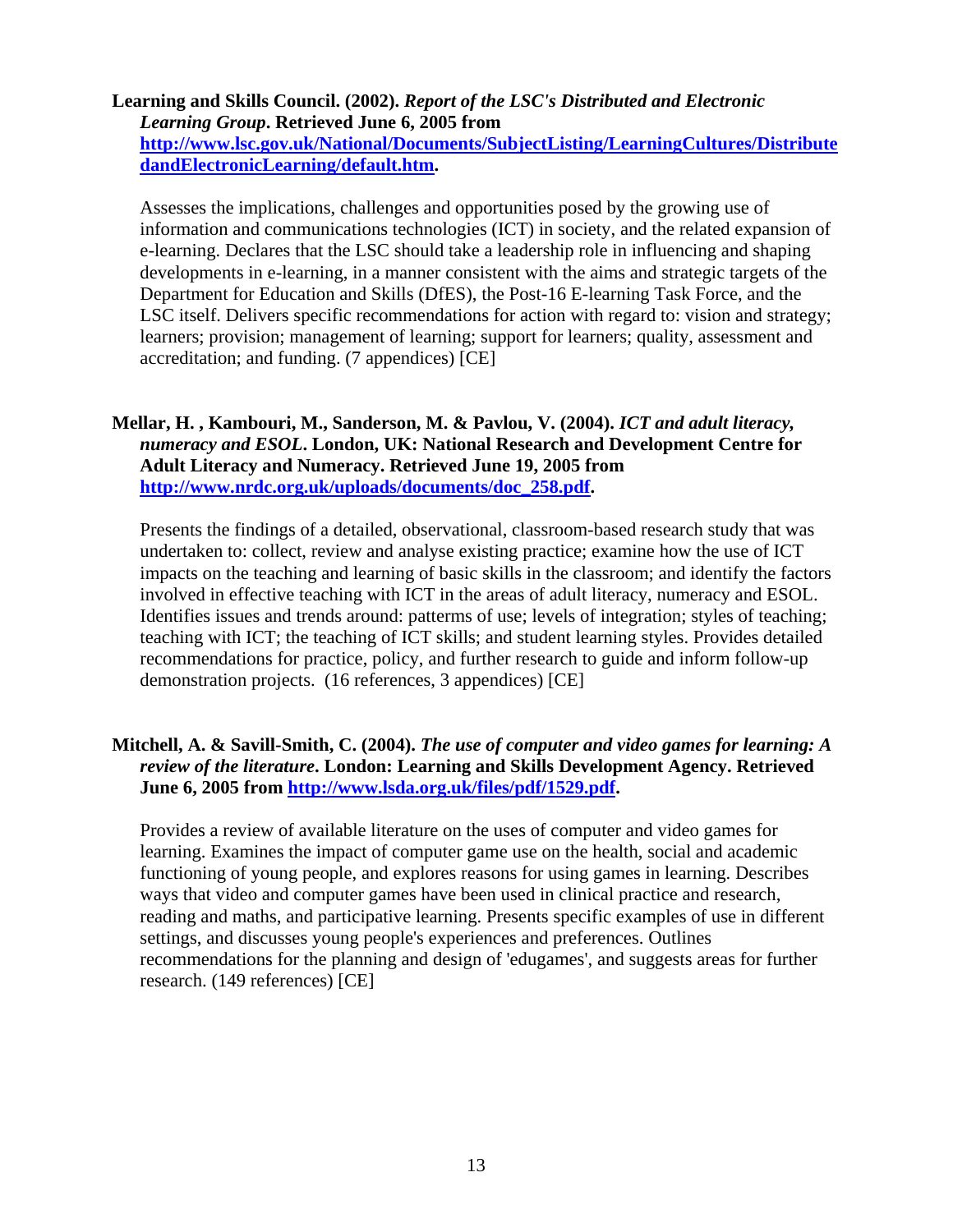**Learning and Skills Council. (2002).** ***Report of the LSC's Distributed and Electronic Learning Group*****. Retrieved June 6, 2005 from [http://www.lsc.gov.uk/National/Documents/SubjectListing/LearningCultures/DistributedandElectronicLearning/default.htm](http://www.lsc.gov.uk/National/Documents/SubjectListing/LearningCultures/DistributedandElectronicLearning/default.htm).**

Assesses the implications, challenges and opportunities posed by the growing use of information and communications technologies (ICT) in society, and the related expansion of e-learning. Declares that the LSC should take a leadership role in influencing and shaping developments in e-learning, in a manner consistent with the aims and strategic targets of the Department for Education and Skills (DfES), the Post-16 E-learning Task Force, and the LSC itself. Delivers specific recommendations for action with regard to: vision and strategy; learners; provision; management of learning; support for learners; quality, assessment and accreditation; and funding. (7 appendices) [CE]

**Mellar, H. , Kambouri, M., Sanderson, M. & Pavlou, V. (2004).** ***ICT and adult literacy, numeracy and ESOL*****. London, UK: National Research and Development Centre for Adult Literacy and Numeracy. Retrieved June 19, 2005 from [http://www.nrdc.org.uk/uploads/documents/doc_258.pdf](http://www.nrdc.org.uk/uploads/documents/doc_258.pdf).**

Presents the findings of a detailed, observational, classroom-based research study that was undertaken to: collect, review and analyse existing practice; examine how the use of ICT impacts on the teaching and learning of basic skills in the classroom; and identify the factors involved in effective teaching with ICT in the areas of adult literacy, numeracy and ESOL. Identifies issues and trends around: patterms of use; levels of integration; styles of teaching; teaching with ICT; the teaching of ICT skills; and student learning styles. Provides detailed recommendations for practice, policy, and further research to guide and inform follow-up demonstration projects. (16 references, 3 appendices) [CE]

**Mitchell, A. & Savill-Smith, C. (2004).** ***The use of computer and video games for learning: A review of the literature*****. London: Learning and Skills Development Agency. Retrieved June 6, 2005 from [http://www.lsda.org.uk/files/pdf/1529.pdf](http://www.lsda.org.uk/files/pdf/1529.pdf).**

Provides a review of available literature on the uses of computer and video games for learning. Examines the impact of computer game use on the health, social and academic functioning of young people, and explores reasons for using games in learning. Describes ways that video and computer games have been used in clinical practice and research, reading and maths, and participative learning. Presents specific examples of use in different settings, and discusses young people's experiences and preferences. Outlines recommendations for the planning and design of 'edugames', and suggests areas for further research. (149 references) [CE]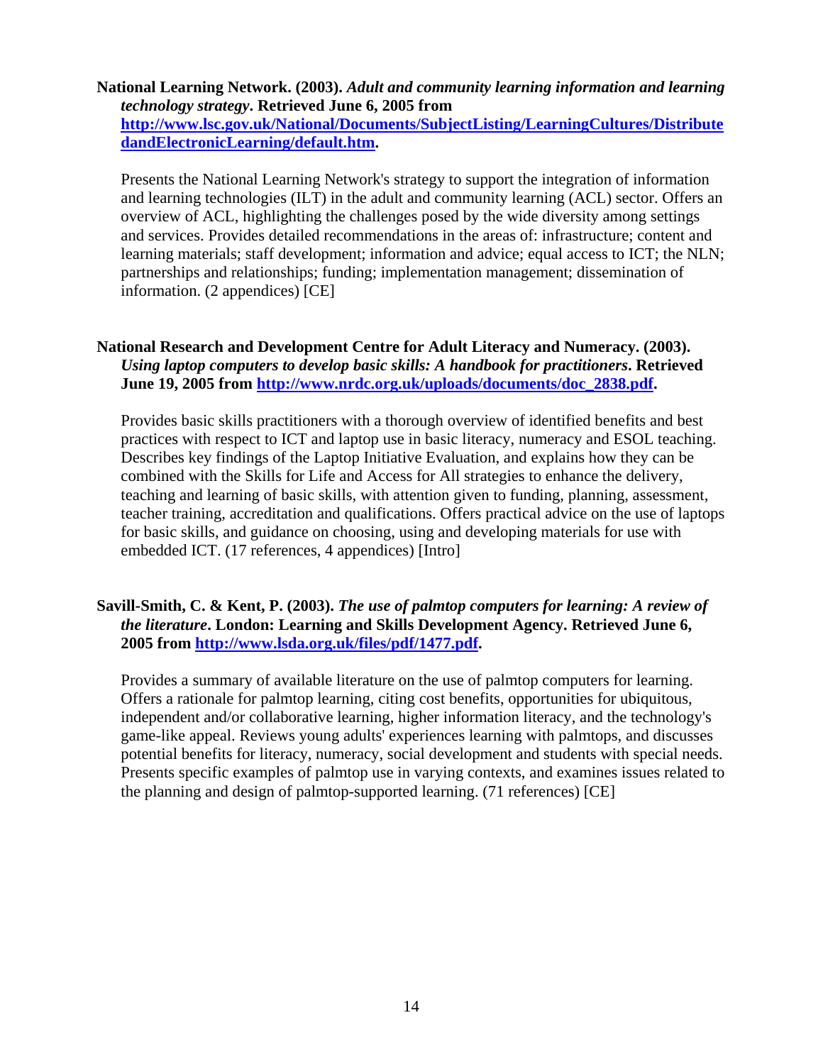**National Learning Network. (2003).** ***Adult and community learning information and learning technology strategy*****. Retrieved June 6, 2005 from [http://www.lsc.gov.uk/National/Documents/SubjectListing/LearningCultures/DistributedandElectronicLearning/default.htm](http://www.lsc.gov.uk/National/Documents/SubjectListing/LearningCultures/DistributedandElectronicLearning/default.htm).**

Presents the National Learning Network's strategy to support the integration of information and learning technologies (ILT) in the adult and community learning (ACL) sector. Offers an overview of ACL, highlighting the challenges posed by the wide diversity among settings and services. Provides detailed recommendations in the areas of: infrastructure; content and learning materials; staff development; information and advice; equal access to ICT; the NLN; partnerships and relationships; funding; implementation management; dissemination of information. (2 appendices) [CE]

**National Research and Development Centre for Adult Literacy and Numeracy. (2003).** ***Using laptop computers to develop basic skills: A handbook for practitioners*****. Retrieved June 19, 2005 from [http://www.nrdc.org.uk/uploads/documents/doc_2838.pdf](http://www.nrdc.org.uk/uploads/documents/doc_2838.pdf).**

Provides basic skills practitioners with a thorough overview of identified benefits and best practices with respect to ICT and laptop use in basic literacy, numeracy and ESOL teaching. Describes key findings of the Laptop Initiative Evaluation, and explains how they can be combined with the Skills for Life and Access for All strategies to enhance the delivery, teaching and learning of basic skills, with attention given to funding, planning, assessment, teacher training, accreditation and qualifications. Offers practical advice on the use of laptops for basic skills, and guidance on choosing, using and developing materials for use with embedded ICT. (17 references, 4 appendices) [Intro]

**Savill-Smith, C. & Kent, P. (2003).** ***The use of palmtop computers for learning: A review of the literature*****. London: Learning and Skills Development Agency. Retrieved June 6, 2005 from [http://www.lsda.org.uk/files/pdf/1477.pdf](http://www.lsda.org.uk/files/pdf/1477.pdf).**

Provides a summary of available literature on the use of palmtop computers for learning. Offers a rationale for palmtop learning, citing cost benefits, opportunities for ubiquitous, independent and/or collaborative learning, higher information literacy, and the technology's game-like appeal. Reviews young adults' experiences learning with palmtops, and discusses potential benefits for literacy, numeracy, social development and students with special needs. Presents specific examples of palmtop use in varying contexts, and examines issues related to the planning and design of palmtop-supported learning. (71 references) [CE]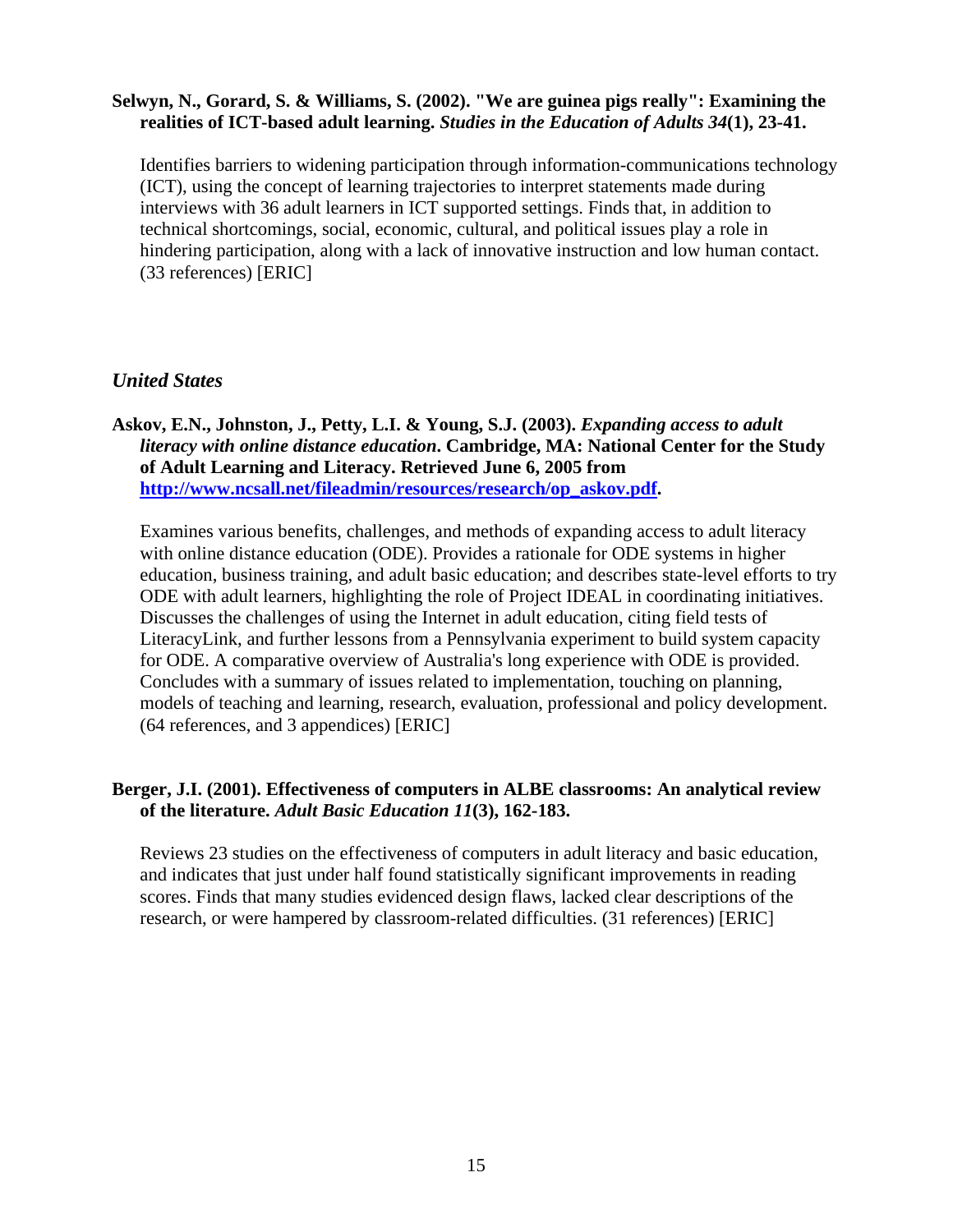**Selwyn, N., Gorard, S. & Williams, S. (2002). "We are guinea pigs really": Examining the realities of ICT-based adult learning. *Studies in the Education of Adults 34*(1), 23-41.**

Identifies barriers to widening participation through information-communications technology (ICT), using the concept of learning trajectories to interpret statements made during interviews with 36 adult learners in ICT supported settings. Finds that, in addition to technical shortcomings, social, economic, cultural, and political issues play a role in hindering participation, along with a lack of innovative instruction and low human contact. (33 references) [ERIC]

### *United States*

**Askov, E.N., Johnston, J., Petty, L.I. & Young, S.J. (2003). *Expanding access to adult literacy with online distance education*. Cambridge, MA: National Center for the Study of Adult Learning and Literacy. Retrieved June 6, 2005 from [http://www.ncsall.net/fileadmin/resources/research/op_askov.pdf](http://www.ncsall.net/fileadmin/resources/research/op_askov.pdf).**

Examines various benefits, challenges, and methods of expanding access to adult literacy with online distance education (ODE). Provides a rationale for ODE systems in higher education, business training, and adult basic education; and describes state-level efforts to try ODE with adult learners, highlighting the role of Project IDEAL in coordinating initiatives. Discusses the challenges of using the Internet in adult education, citing field tests of LiteracyLink, and further lessons from a Pennsylvania experiment to build system capacity for ODE. A comparative overview of Australia's long experience with ODE is provided. Concludes with a summary of issues related to implementation, touching on planning, models of teaching and learning, research, evaluation, professional and policy development. (64 references, and 3 appendices) [ERIC]

**Berger, J.I. (2001). Effectiveness of computers in ALBE classrooms: An analytical review of the literature. *Adult Basic Education 11*(3), 162-183.**

Reviews 23 studies on the effectiveness of computers in adult literacy and basic education, and indicates that just under half found statistically significant improvements in reading scores. Finds that many studies evidenced design flaws, lacked clear descriptions of the research, or were hampered by classroom-related difficulties. (31 references) [ERIC]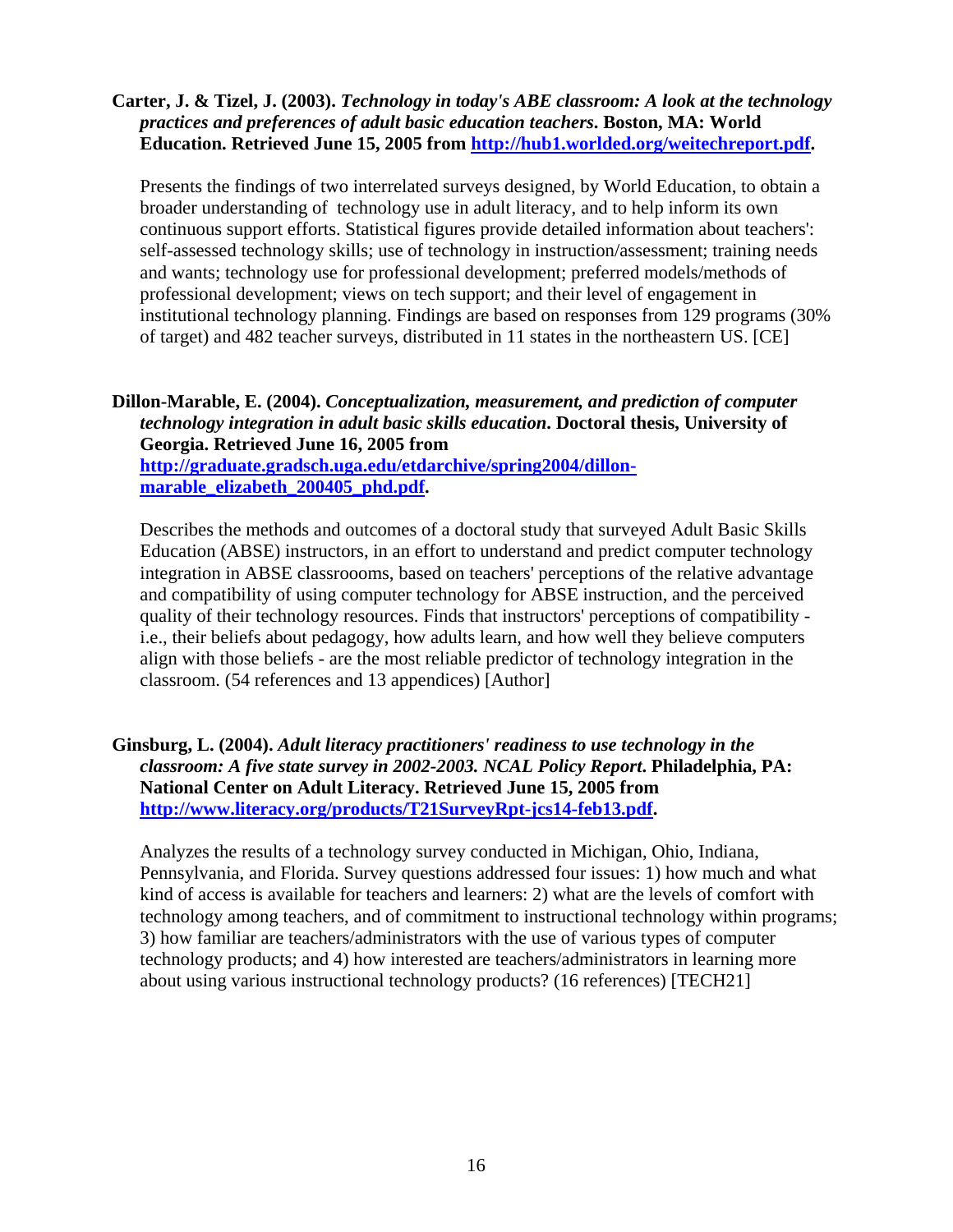**Carter, J. & Tizel, J. (2003).** ***Technology in today's ABE classroom: A look at the technology practices and preferences of adult basic education teachers*****. Boston, MA: World Education. Retrieved June 15, 2005 from [http://hub1.worlded.org/weitechreport.pdf](http://hub1.worlded.org/weitechreport.pdf).**

Presents the findings of two interrelated surveys designed, by World Education, to obtain a broader understanding of technology use in adult literacy, and to help inform its own continuous support efforts. Statistical figures provide detailed information about teachers': self-assessed technology skills; use of technology in instruction/assessment; training needs and wants; technology use for professional development; preferred models/methods of professional development; views on tech support; and their level of engagement in institutional technology planning. Findings are based on responses from 129 programs (30% of target) and 482 teacher surveys, distributed in 11 states in the northeastern US. [CE]

**Dillon-Marable, E. (2004).** ***Conceptualization, measurement, and prediction of computer technology integration in adult basic skills education*****. Doctoral thesis, University of Georgia. Retrieved June 16, 2005 from [http://graduate.gradsch.uga.edu/etdarchive/spring2004/dillon-marable_elizabeth_200405_phd.pdf](http://graduate.gradsch.uga.edu/etdarchive/spring2004/dillon-marable_elizabeth_200405_phd.pdf).**

Describes the methods and outcomes of a doctoral study that surveyed Adult Basic Skills Education (ABSE) instructors, in an effort to understand and predict computer technology integration in ABSE classroooms, based on teachers' perceptions of the relative advantage and compatibility of using computer technology for ABSE instruction, and the perceived quality of their technology resources. Finds that instructors' perceptions of compatibility - i.e., their beliefs about pedagogy, how adults learn, and how well they believe computers align with those beliefs - are the most reliable predictor of technology integration in the classroom. (54 references and 13 appendices) [Author]

**Ginsburg, L. (2004).** ***Adult literacy practitioners' readiness to use technology in the classroom: A five state survey in 2002-2003. NCAL Policy Report*****. Philadelphia, PA: National Center on Adult Literacy. Retrieved June 15, 2005 from [http://www.literacy.org/products/T21SurveyRpt-jcs14-feb13.pdf](http://www.literacy.org/products/T21SurveyRpt-jcs14-feb13.pdf).**

Analyzes the results of a technology survey conducted in Michigan, Ohio, Indiana, Pennsylvania, and Florida. Survey questions addressed four issues: 1) how much and what kind of access is available for teachers and learners: 2) what are the levels of comfort with technology among teachers, and of commitment to instructional technology within programs; 3) how familiar are teachers/administrators with the use of various types of computer technology products; and 4) how interested are teachers/administrators in learning more about using various instructional technology products? (16 references) [TECH21]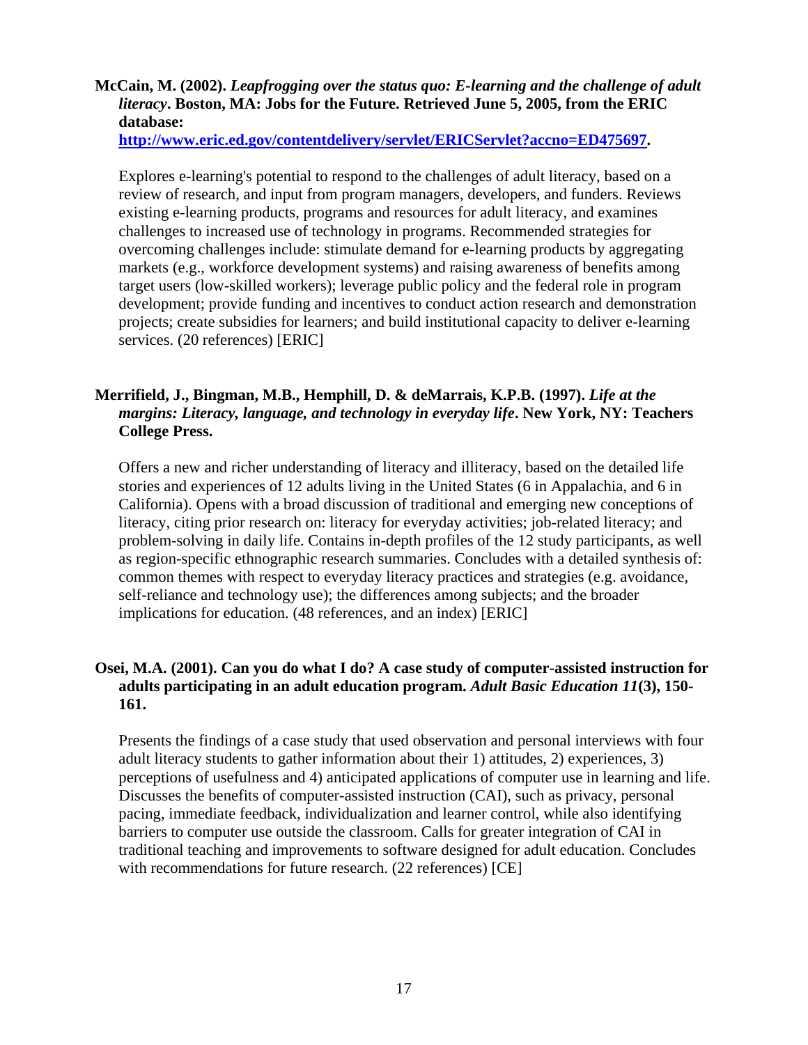**McCain, M. (2002).** ***Leapfrogging over the status quo: E-learning and the challenge of adult literacy*****. Boston, MA: Jobs for the Future. Retrieved June 5, 2005, from the ERIC database:**
**[http://www.eric.ed.gov/contentdelivery/servlet/ERICServlet?accno=ED475697](http://www.eric.ed.gov/contentdelivery/servlet/ERICServlet?accno=ED475697).**

Explores e-learning's potential to respond to the challenges of adult literacy, based on a review of research, and input from program managers, developers, and funders. Reviews existing e-learning products, programs and resources for adult literacy, and examines challenges to increased use of technology in programs. Recommended strategies for overcoming challenges include: stimulate demand for e-learning products by aggregating markets (e.g., workforce development systems) and raising awareness of benefits among target users (low-skilled workers); leverage public policy and the federal role in program development; provide funding and incentives to conduct action research and demonstration projects; create subsidies for learners; and build institutional capacity to deliver e-learning services. (20 references) [ERIC]

**Merrifield, J., Bingman, M.B., Hemphill, D. & deMarrais, K.P.B. (1997).** ***Life at the margins: Literacy, language, and technology in everyday life*****. New York, NY: Teachers College Press.**

Offers a new and richer understanding of literacy and illiteracy, based on the detailed life stories and experiences of 12 adults living in the United States (6 in Appalachia, and 6 in California). Opens with a broad discussion of traditional and emerging new conceptions of literacy, citing prior research on: literacy for everyday activities; job-related literacy; and problem-solving in daily life. Contains in-depth profiles of the 12 study participants, as well as region-specific ethnographic research summaries. Concludes with a detailed synthesis of: common themes with respect to everyday literacy practices and strategies (e.g. avoidance, self-reliance and technology use); the differences among subjects; and the broader implications for education. (48 references, and an index) [ERIC]

**Osei, M.A. (2001). Can you do what I do? A case study of computer-assisted instruction for adults participating in an adult education program.** ***Adult Basic Education 11*****(3), 150-161.**

Presents the findings of a case study that used observation and personal interviews with four adult literacy students to gather information about their 1) attitudes, 2) experiences, 3) perceptions of usefulness and 4) anticipated applications of computer use in learning and life. Discusses the benefits of computer-assisted instruction (CAI), such as privacy, personal pacing, immediate feedback, individualization and learner control, while also identifying barriers to computer use outside the classroom. Calls for greater integration of CAI in traditional teaching and improvements to software designed for adult education. Concludes with recommendations for future research. (22 references) [CE]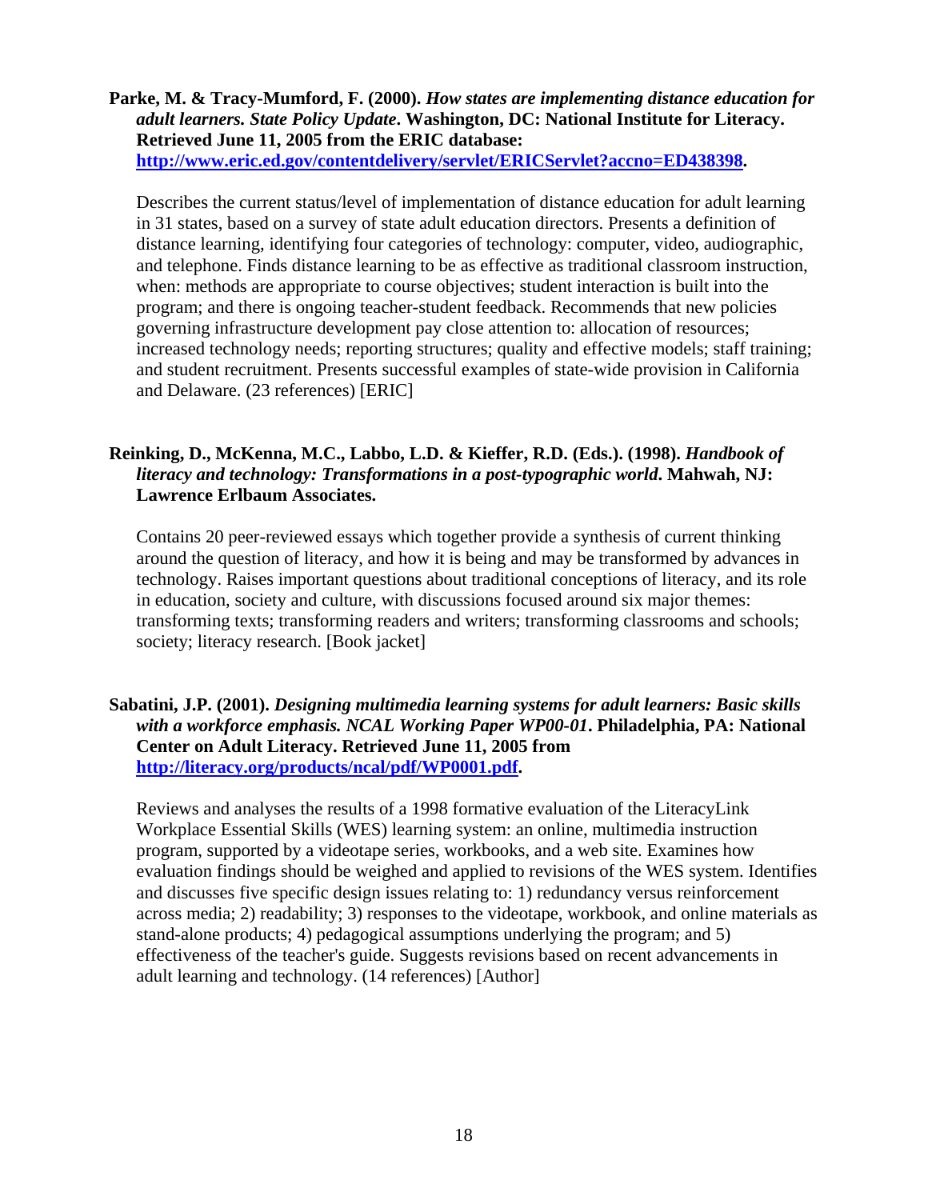**Parke, M. & Tracy-Mumford, F. (2000).** ***How states are implementing distance education for adult learners. State Policy Update*****. Washington, DC: National Institute for Literacy. Retrieved June 11, 2005 from the ERIC database: [http://www.eric.ed.gov/contentdelivery/servlet/ERICServlet?accno=ED438398](http://www.eric.ed.gov/contentdelivery/servlet/ERICServlet?accno=ED438398).**

Describes the current status/level of implementation of distance education for adult learning in 31 states, based on a survey of state adult education directors. Presents a definition of distance learning, identifying four categories of technology: computer, video, audiographic, and telephone. Finds distance learning to be as effective as traditional classroom instruction, when: methods are appropriate to course objectives; student interaction is built into the program; and there is ongoing teacher-student feedback. Recommends that new policies governing infrastructure development pay close attention to: allocation of resources; increased technology needs; reporting structures; quality and effective models; staff training; and student recruitment. Presents successful examples of state-wide provision in California and Delaware. (23 references) [ERIC]

**Reinking, D., McKenna, M.C., Labbo, L.D. & Kieffer, R.D. (Eds.). (1998).** ***Handbook of literacy and technology: Transformations in a post-typographic world*****. Mahwah, NJ: Lawrence Erlbaum Associates.**

Contains 20 peer-reviewed essays which together provide a synthesis of current thinking around the question of literacy, and how it is being and may be transformed by advances in technology. Raises important questions about traditional conceptions of literacy, and its role in education, society and culture, with discussions focused around six major themes: transforming texts; transforming readers and writers; transforming classrooms and schools; society; literacy research. [Book jacket]

**Sabatini, J.P. (2001).** ***Designing multimedia learning systems for adult learners: Basic skills with a workforce emphasis. NCAL Working Paper WP00-01*****. Philadelphia, PA: National Center on Adult Literacy. Retrieved June 11, 2005 from [http://literacy.org/products/ncal/pdf/WP0001.pdf](http://literacy.org/products/ncal/pdf/WP0001.pdf).**

Reviews and analyses the results of a 1998 formative evaluation of the LiteracyLink Workplace Essential Skills (WES) learning system: an online, multimedia instruction program, supported by a videotape series, workbooks, and a web site. Examines how evaluation findings should be weighed and applied to revisions of the WES system. Identifies and discusses five specific design issues relating to: 1) redundancy versus reinforcement across media; 2) readability; 3) responses to the videotape, workbook, and online materials as stand-alone products; 4) pedagogical assumptions underlying the program; and 5) effectiveness of the teacher's guide. Suggests revisions based on recent advancements in adult learning and technology. (14 references) [Author]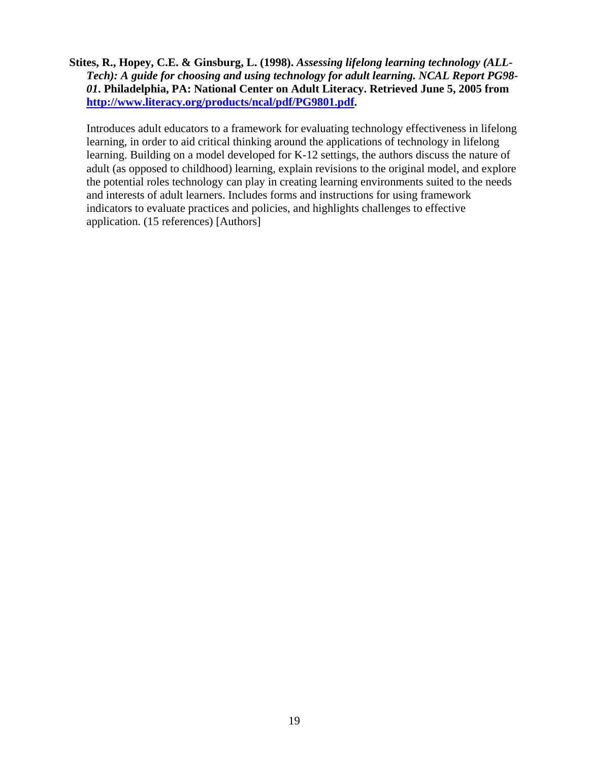**Stites, R., Hopey, C.E. & Ginsburg, L. (1998).** ***Assessing lifelong learning technology (ALL-Tech): A guide for choosing and using technology for adult learning. NCAL Report PG98-01.*** **Philadelphia, PA: National Center on Adult Literacy. Retrieved June 5, 2005 from [http://www.literacy.org/products/ncal/pdf/PG9801.pdf](http://www.literacy.org/products/ncal/pdf/PG9801.pdf).**

Introduces adult educators to a framework for evaluating technology effectiveness in lifelong learning, in order to aid critical thinking around the applications of technology in lifelong learning. Building on a model developed for K-12 settings, the authors discuss the nature of adult (as opposed to childhood) learning, explain revisions to the original model, and explore the potential roles technology can play in creating learning environments suited to the needs and interests of adult learners. Includes forms and instructions for using framework indicators to evaluate practices and policies, and highlights challenges to effective application. (15 references) [Authors]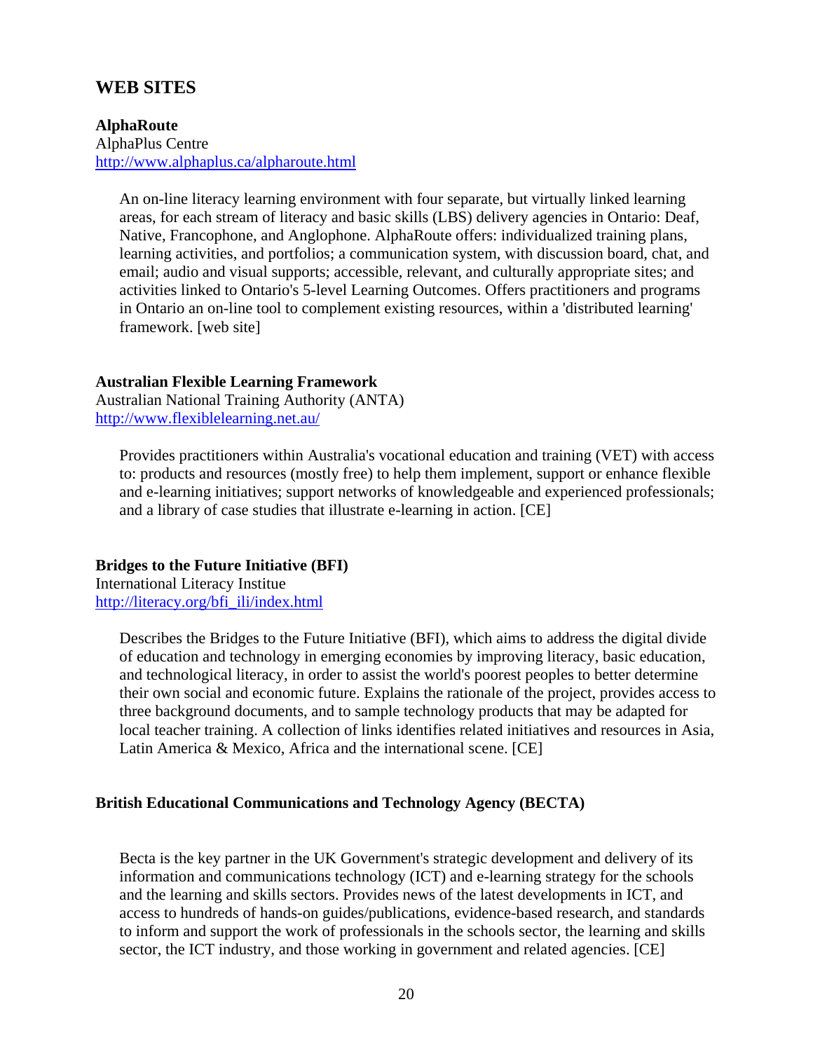## WEB SITES

**AlphaRoute**
AlphaPlus Centre
http://www.alphaplus.ca/alpharoute.html

> An on-line literacy learning environment with four separate, but virtually linked learning areas, for each stream of literacy and basic skills (LBS) delivery agencies in Ontario: Deaf, Native, Francophone, and Anglophone. AlphaRoute offers: individualized training plans, learning activities, and portfolios; a communication system, with discussion board, chat, and email; audio and visual supports; accessible, relevant, and culturally appropriate sites; and activities linked to Ontario's 5-level Learning Outcomes. Offers practitioners and programs in Ontario an on-line tool to complement existing resources, within a 'distributed learning' framework. [web site]

**Australian Flexible Learning Framework**
Australian National Training Authority (ANTA)
http://www.flexiblelearning.net.au/

> Provides practitioners within Australia's vocational education and training (VET) with access to: products and resources (mostly free) to help them implement, support or enhance flexible and e-learning initiatives; support networks of knowledgeable and experienced professionals; and a library of case studies that illustrate e-learning in action. [CE]

**Bridges to the Future Initiative (BFI)**
International Literacy Institue
http://literacy.org/bfi_ili/index.html

> Describes the Bridges to the Future Initiative (BFI), which aims to address the digital divide of education and technology in emerging economies by improving literacy, basic education, and technological literacy, in order to assist the world's poorest peoples to better determine their own social and economic future. Explains the rationale of the project, provides access to three background documents, and to sample technology products that may be adapted for local teacher training. A collection of links identifies related initiatives and resources in Asia, Latin America & Mexico, Africa and the international scene. [CE]

**British Educational Communications and Technology Agency (BECTA)**

> Becta is the key partner in the UK Government's strategic development and delivery of its information and communications technology (ICT) and e-learning strategy for the schools and the learning and skills sectors. Provides news of the latest developments in ICT, and access to hundreds of hands-on guides/publications, evidence-based research, and standards to inform and support the work of professionals in the schools sector, the learning and skills sector, the ICT industry, and those working in government and related agencies. [CE]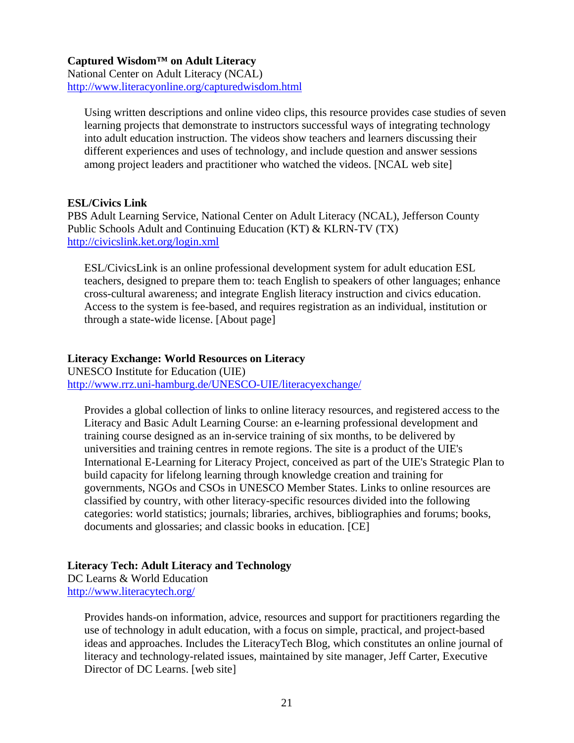**Captured Wisdom™ on Adult Literacy**
National Center on Adult Literacy (NCAL)
http://www.literacyonline.org/capturedwisdom.html

Using written descriptions and online video clips, this resource provides case studies of seven learning projects that demonstrate to instructors successful ways of integrating technology into adult education instruction. The videos show teachers and learners discussing their different experiences and uses of technology, and include question and answer sessions among project leaders and practitioner who watched the videos. [NCAL web site]

**ESL/Civics Link**
PBS Adult Learning Service, National Center on Adult Literacy (NCAL), Jefferson County Public Schools Adult and Continuing Education (KT) & KLRN-TV (TX)
http://civicslink.ket.org/login.xml

ESL/CivicsLink is an online professional development system for adult education ESL teachers, designed to prepare them to: teach English to speakers of other languages; enhance cross-cultural awareness; and integrate English literacy instruction and civics education. Access to the system is fee-based, and requires registration as an individual, institution or through a state-wide license. [About page]

**Literacy Exchange: World Resources on Literacy**
UNESCO Institute for Education (UIE)
http://www.rrz.uni-hamburg.de/UNESCO-UIE/literacyexchange/

Provides a global collection of links to online literacy resources, and registered access to the Literacy and Basic Adult Learning Course: an e-learning professional development and training course designed as an in-service training of six months, to be delivered by universities and training centres in remote regions. The site is a product of the UIE's International E-Learning for Literacy Project, conceived as part of the UIE's Strategic Plan to build capacity for lifelong learning through knowledge creation and training for governments, NGOs and CSOs in UNESCO Member States. Links to online resources are classified by country, with other literacy-specific resources divided into the following categories: world statistics; journals; libraries, archives, bibliographies and forums; books, documents and glossaries; and classic books in education. [CE]

**Literacy Tech: Adult Literacy and Technology**
DC Learns & World Education
http://www.literacytech.org/

Provides hands-on information, advice, resources and support for practitioners regarding the use of technology in adult education, with a focus on simple, practical, and project-based ideas and approaches. Includes the LiteracyTech Blog, which constitutes an online journal of literacy and technology-related issues, maintained by site manager, Jeff Carter, Executive Director of DC Learns. [web site]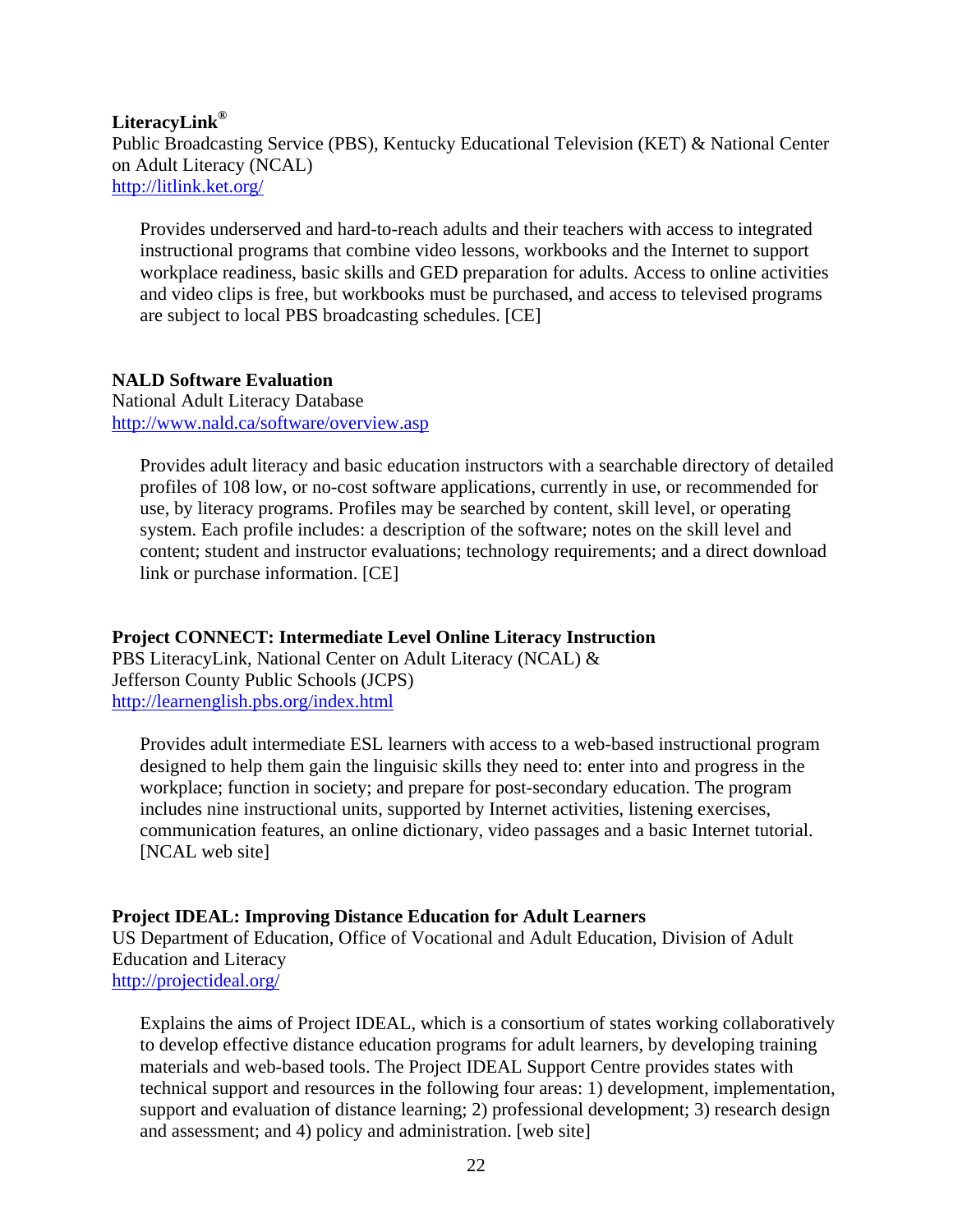**LiteracyLink®**
Public Broadcasting Service (PBS), Kentucky Educational Television (KET) & National Center on Adult Literacy (NCAL)
http://litlink.ket.org/

> Provides underserved and hard-to-reach adults and their teachers with access to integrated instructional programs that combine video lessons, workbooks and the Internet to support workplace readiness, basic skills and GED preparation for adults. Access to online activities and video clips is free, but workbooks must be purchased, and access to televised programs are subject to local PBS broadcasting schedules. [CE]

**NALD Software Evaluation**
National Adult Literacy Database
http://www.nald.ca/software/overview.asp

> Provides adult literacy and basic education instructors with a searchable directory of detailed profiles of 108 low, or no-cost software applications, currently in use, or recommended for use, by literacy programs. Profiles may be searched by content, skill level, or operating system. Each profile includes: a description of the software; notes on the skill level and content; student and instructor evaluations; technology requirements; and a direct download link or purchase information. [CE]

**Project CONNECT: Intermediate Level Online Literacy Instruction**
PBS LiteracyLink, National Center on Adult Literacy (NCAL) &
Jefferson County Public Schools (JCPS)
http://learnenglish.pbs.org/index.html

> Provides adult intermediate ESL learners with access to a web-based instructional program designed to help them gain the linguisic skills they need to: enter into and progress in the workplace; function in society; and prepare for post-secondary education. The program includes nine instructional units, supported by Internet activities, listening exercises, communication features, an online dictionary, video passages and a basic Internet tutorial. [NCAL web site]

**Project IDEAL: Improving Distance Education for Adult Learners**
US Department of Education, Office of Vocational and Adult Education, Division of Adult Education and Literacy
http://projectideal.org/

> Explains the aims of Project IDEAL, which is a consortium of states working collaboratively to develop effective distance education programs for adult learners, by developing training materials and web-based tools. The Project IDEAL Support Centre provides states with technical support and resources in the following four areas: 1) development, implementation, support and evaluation of distance learning; 2) professional development; 3) research design and assessment; and 4) policy and administration. [web site]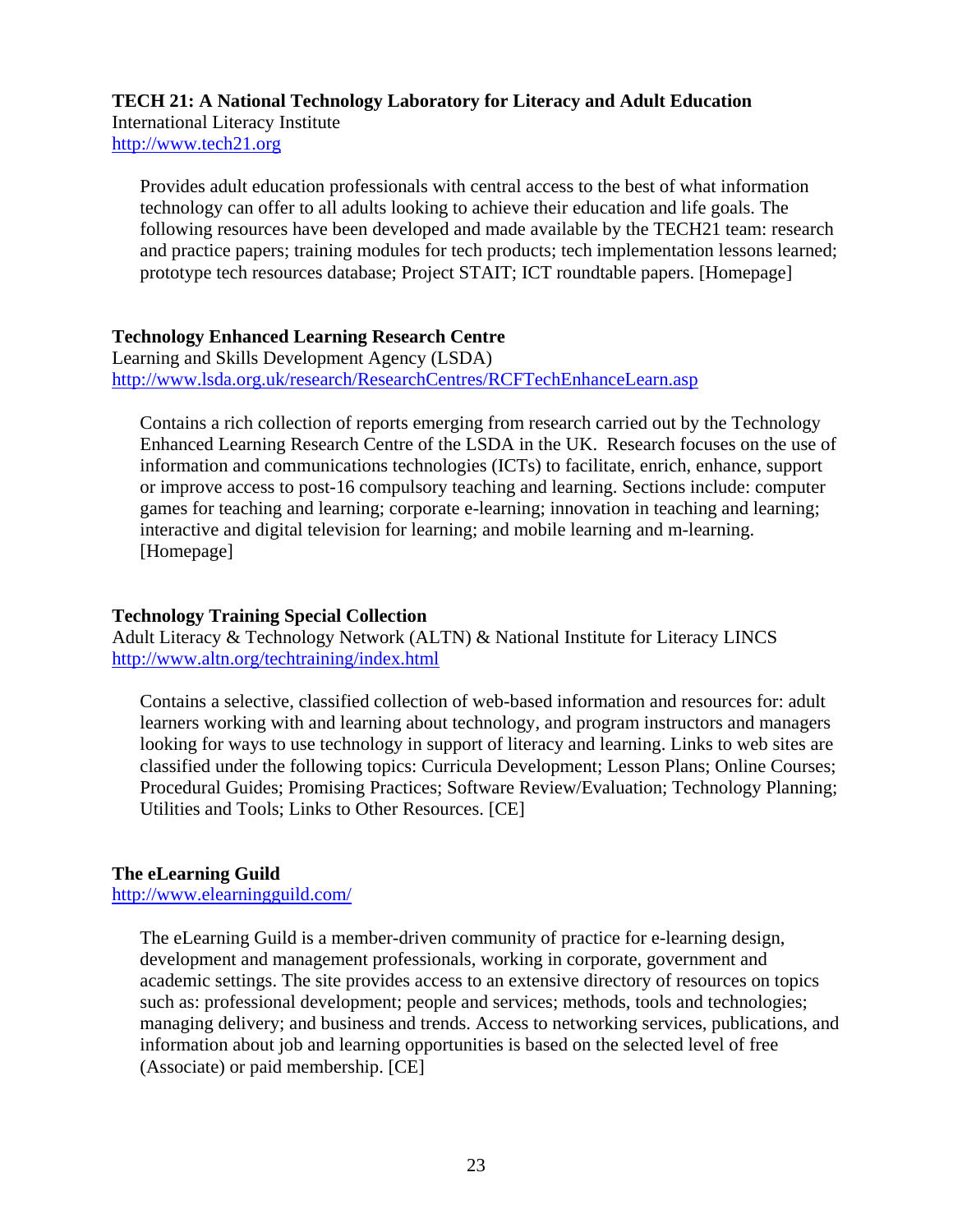**TECH 21: A National Technology Laboratory for Literacy and Adult Education**
International Literacy Institute
http://www.tech21.org

Provides adult education professionals with central access to the best of what information technology can offer to all adults looking to achieve their education and life goals. The following resources have been developed and made available by the TECH21 team: research and practice papers; training modules for tech products; tech implementation lessons learned; prototype tech resources database; Project STAIT; ICT roundtable papers. [Homepage]

**Technology Enhanced Learning Research Centre**
Learning and Skills Development Agency (LSDA)
http://www.lsda.org.uk/research/ResearchCentres/RCFTechEnhanceLearn.asp

Contains a rich collection of reports emerging from research carried out by the Technology Enhanced Learning Research Centre of the LSDA in the UK. Research focuses on the use of information and communications technologies (ICTs) to facilitate, enrich, enhance, support or improve access to post-16 compulsory teaching and learning. Sections include: computer games for teaching and learning; corporate e-learning; innovation in teaching and learning; interactive and digital television for learning; and mobile learning and m-learning. [Homepage]

**Technology Training Special Collection**
Adult Literacy & Technology Network (ALTN) & National Institute for Literacy LINCS
http://www.altn.org/techtraining/index.html

Contains a selective, classified collection of web-based information and resources for: adult learners working with and learning about technology, and program instructors and managers looking for ways to use technology in support of literacy and learning. Links to web sites are classified under the following topics: Curricula Development; Lesson Plans; Online Courses; Procedural Guides; Promising Practices; Software Review/Evaluation; Technology Planning; Utilities and Tools; Links to Other Resources. [CE]

**The eLearning Guild**
http://www.elearningguild.com/

The eLearning Guild is a member-driven community of practice for e-learning design, development and management professionals, working in corporate, government and academic settings. The site provides access to an extensive directory of resources on topics such as: professional development; people and services; methods, tools and technologies; managing delivery; and business and trends. Access to networking services, publications, and information about job and learning opportunities is based on the selected level of free (Associate) or paid membership. [CE]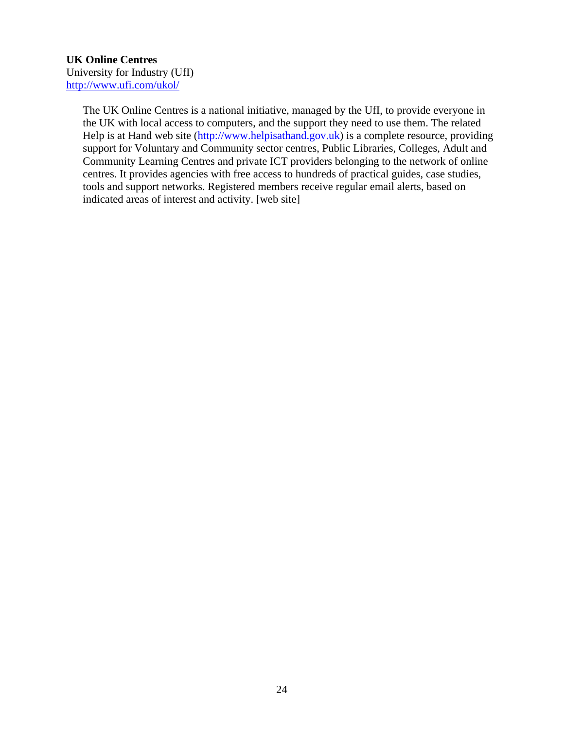**UK Online Centres**
University for Industry (UfI)
http://www.ufi.com/ukol/

> The UK Online Centres is a national initiative, managed by the UfI, to provide everyone in the UK with local access to computers, and the support they need to use them. The related Help is at Hand web site (http://www.helpisathand.gov.uk) is a complete resource, providing support for Voluntary and Community sector centres, Public Libraries, Colleges, Adult and Community Learning Centres and private ICT providers belonging to the network of online centres. It provides agencies with free access to hundreds of practical guides, case studies, tools and support networks. Registered members receive regular email alerts, based on indicated areas of interest and activity. [web site]